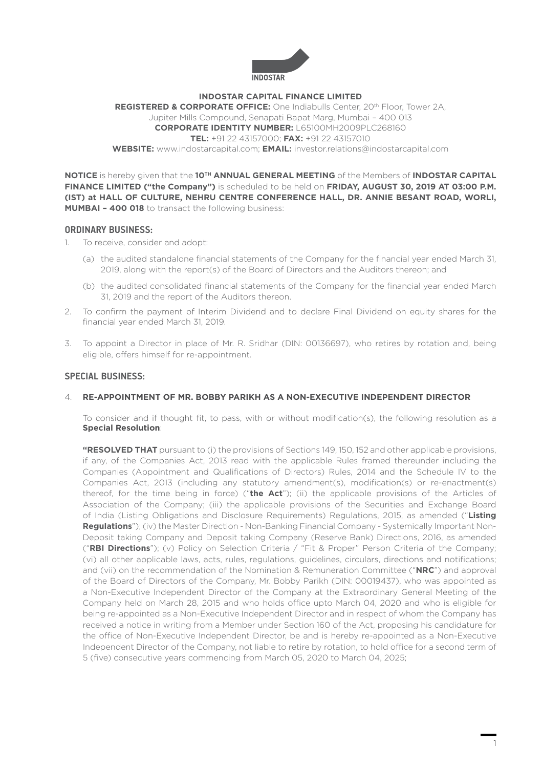INDOSTAR

**INDOSTAR CAPITAL FINANCE LIMITED**

**REGISTERED & CORPORATE OFFICE:** One Indiabulls Center, 20th Floor, Tower 2A, Jupiter Mills Compound, Senapati Bapat Marg, Mumbai – 400 013

**CORPORATE IDENTITY NUMBER:** L65100MH2009PLC268160

**TEL:** +91 22 43157000; **FAX:** +91 22 43157010

**WEBSITE:** www.indostarcapital.com; **EMAIL:** investor.relations@indostarcapital.com

**NOTICE** is hereby given that the **10TH ANNUAL GENERAL MEETING** of the Members of **INDOSTAR CAPITAL FINANCE LIMITED ("the Company")** is scheduled to be held on **FRIDAY, AUGUST 30, 2019 AT 03:00 P.M. (IST) at HALL OF CULTURE, NEHRU CENTRE CONFERENCE HALL, DR. ANNIE BESANT ROAD, WORLI, MUMBAI – 400 018** to transact the following business:

## ORDINARY BUSINESS:

1. To receive, consider and adopt:

   (a) the audited standalone financial statements of the Company for the financial year ended March 31, 2019, along with the report(s) of the Board of Directors and the Auditors thereon; and

   (b) the audited consolidated financial statements of the Company for the financial year ended March 31, 2019 and the report of the Auditors thereon.

2. To confirm the payment of Interim Dividend and to declare Final Dividend on equity shares for the financial year ended March 31, 2019.

3. To appoint a Director in place of Mr. R. Sridhar (DIN: 00136697), who retires by rotation and, being eligible, offers himself for re-appointment.

## SPECIAL BUSINESS:

4. **RE-APPOINTMENT OF MR. BOBBY PARIKH AS A NON-EXECUTIVE INDEPENDENT DIRECTOR**

   To consider and if thought fit, to pass, with or without modification(s), the following resolution as a **Special Resolution**:

   **"RESOLVED THAT** pursuant to (i) the provisions of Sections 149, 150, 152 and other applicable provisions, if any, of the Companies Act, 2013 read with the applicable Rules framed thereunder including the Companies (Appointment and Qualifications of Directors) Rules, 2014 and the Schedule IV to the Companies Act, 2013 (including any statutory amendment(s), modification(s) or re-enactment(s) thereof, for the time being in force) ("**the Act**"); (ii) the applicable provisions of the Articles of Association of the Company; (iii) the applicable provisions of the Securities and Exchange Board of India (Listing Obligations and Disclosure Requirements) Regulations, 2015, as amended ("**Listing Regulations**"); (iv) the Master Direction - Non-Banking Financial Company - Systemically Important Non-Deposit taking Company and Deposit taking Company (Reserve Bank) Directions, 2016, as amended ("**RBI Directions**"); (v) Policy on Selection Criteria / "Fit & Proper" Person Criteria of the Company; (vi) all other applicable laws, acts, rules, regulations, guidelines, circulars, directions and notifications; and (vii) on the recommendation of the Nomination & Remuneration Committee ("**NRC**") and approval of the Board of Directors of the Company, Mr. Bobby Parikh (DIN: 00019437), who was appointed as a Non-Executive Independent Director of the Company at the Extraordinary General Meeting of the Company held on March 28, 2015 and who holds office upto March 04, 2020 and who is eligible for being re-appointed as a Non-Executive Independent Director and in respect of whom the Company has received a notice in writing from a Member under Section 160 of the Act, proposing his candidature for the office of Non-Executive Independent Director, be and is hereby re-appointed as a Non-Executive Independent Director of the Company, not liable to retire by rotation, to hold office for a second term of 5 (five) consecutive years commencing from March 05, 2020 to March 04, 2025;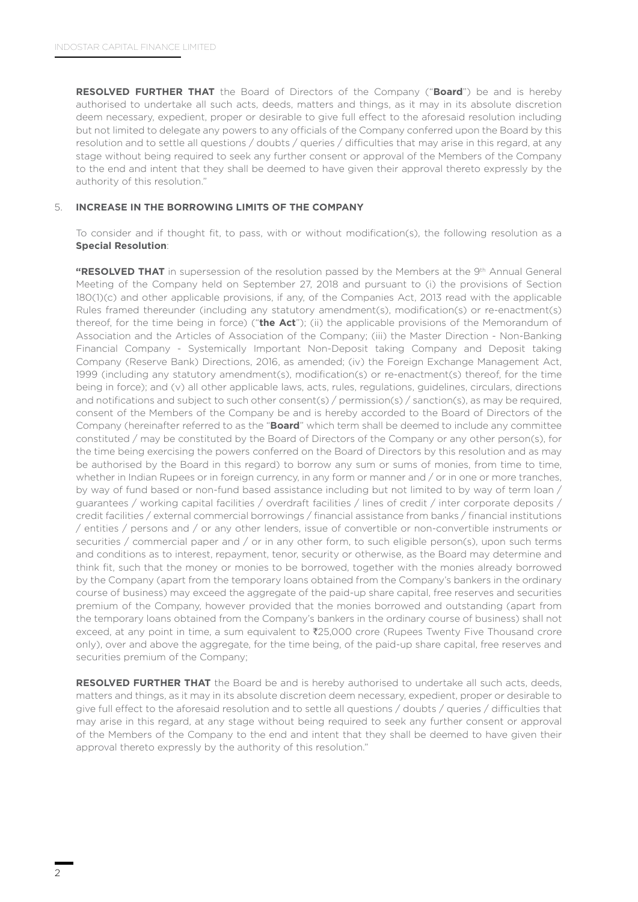**RESOLVED FURTHER THAT** the Board of Directors of the Company ("**Board**") be and is hereby authorised to undertake all such acts, deeds, matters and things, as it may in its absolute discretion deem necessary, expedient, proper or desirable to give full effect to the aforesaid resolution including but not limited to delegate any powers to any officials of the Company conferred upon the Board by this resolution and to settle all questions / doubts / queries / difficulties that may arise in this regard, at any stage without being required to seek any further consent or approval of the Members of the Company to the end and intent that they shall be deemed to have given their approval thereto expressly by the authority of this resolution."

5. **INCREASE IN THE BORROWING LIMITS OF THE COMPANY**

To consider and if thought fit, to pass, with or without modification(s), the following resolution as a **Special Resolution**:

**"RESOLVED THAT** in supersession of the resolution passed by the Members at the 9th Annual General Meeting of the Company held on September 27, 2018 and pursuant to (i) the provisions of Section 180(1)(c) and other applicable provisions, if any, of the Companies Act, 2013 read with the applicable Rules framed thereunder (including any statutory amendment(s), modification(s) or re-enactment(s) thereof, for the time being in force) ("**the Act**"); (ii) the applicable provisions of the Memorandum of Association and the Articles of Association of the Company; (iii) the Master Direction - Non-Banking Financial Company - Systemically Important Non-Deposit taking Company and Deposit taking Company (Reserve Bank) Directions, 2016, as amended; (iv) the Foreign Exchange Management Act, 1999 (including any statutory amendment(s), modification(s) or re-enactment(s) thereof, for the time being in force); and (v) all other applicable laws, acts, rules, regulations, guidelines, circulars, directions and notifications and subject to such other consent(s) / permission(s) / sanction(s), as may be required, consent of the Members of the Company be and is hereby accorded to the Board of Directors of the Company (hereinafter referred to as the "**Board**" which term shall be deemed to include any committee constituted / may be constituted by the Board of Directors of the Company or any other person(s), for the time being exercising the powers conferred on the Board of Directors by this resolution and as may be authorised by the Board in this regard) to borrow any sum or sums of monies, from time to time, whether in Indian Rupees or in foreign currency, in any form or manner and / or in one or more tranches, by way of fund based or non-fund based assistance including but not limited to by way of term loan / guarantees / working capital facilities / overdraft facilities / lines of credit / inter corporate deposits / credit facilities / external commercial borrowings / financial assistance from banks / financial institutions / entities / persons and / or any other lenders, issue of convertible or non-convertible instruments or securities / commercial paper and / or in any other form, to such eligible person(s), upon such terms and conditions as to interest, repayment, tenor, security or otherwise, as the Board may determine and think fit, such that the money or monies to be borrowed, together with the monies already borrowed by the Company (apart from the temporary loans obtained from the Company's bankers in the ordinary course of business) may exceed the aggregate of the paid-up share capital, free reserves and securities premium of the Company, however provided that the monies borrowed and outstanding (apart from the temporary loans obtained from the Company's bankers in the ordinary course of business) shall not exceed, at any point in time, a sum equivalent to ₹25,000 crore (Rupees Twenty Five Thousand crore only), over and above the aggregate, for the time being, of the paid-up share capital, free reserves and securities premium of the Company;

**RESOLVED FURTHER THAT** the Board be and is hereby authorised to undertake all such acts, deeds, matters and things, as it may in its absolute discretion deem necessary, expedient, proper or desirable to give full effect to the aforesaid resolution and to settle all questions / doubts / queries / difficulties that may arise in this regard, at any stage without being required to seek any further consent or approval of the Members of the Company to the end and intent that they shall be deemed to have given their approval thereto expressly by the authority of this resolution."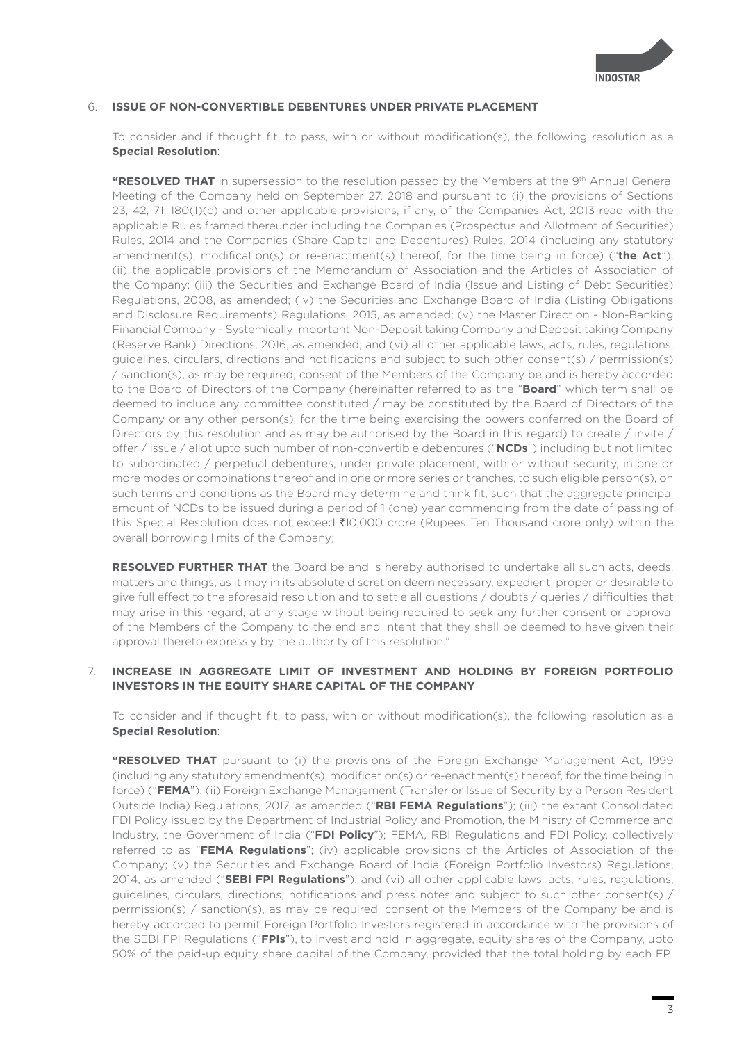6. **ISSUE OF NON-CONVERTIBLE DEBENTURES UNDER PRIVATE PLACEMENT**

   To consider and if thought fit, to pass, with or without modification(s), the following resolution as a **Special Resolution**:

   **"RESOLVED THAT** in supersession to the resolution passed by the Members at the 9th Annual General Meeting of the Company held on September 27, 2018 and pursuant to (i) the provisions of Sections 23, 42, 71, 180(1)(c) and other applicable provisions, if any, of the Companies Act, 2013 read with the applicable Rules framed thereunder including the Companies (Prospectus and Allotment of Securities) Rules, 2014 and the Companies (Share Capital and Debentures) Rules, 2014 (including any statutory amendment(s), modification(s) or re-enactment(s) thereof, for the time being in force) ("**the Act**"); (ii) the applicable provisions of the Memorandum of Association and the Articles of Association of the Company; (iii) the Securities and Exchange Board of India (Issue and Listing of Debt Securities) Regulations, 2008, as amended; (iv) the Securities and Exchange Board of India (Listing Obligations and Disclosure Requirements) Regulations, 2015, as amended; (v) the Master Direction - Non-Banking Financial Company - Systemically Important Non-Deposit taking Company and Deposit taking Company (Reserve Bank) Directions, 2016, as amended; and (vi) all other applicable laws, acts, rules, regulations, guidelines, circulars, directions and notifications and subject to such other consent(s) / permission(s) / sanction(s), as may be required, consent of the Members of the Company be and is hereby accorded to the Board of Directors of the Company (hereinafter referred to as the "**Board**" which term shall be deemed to include any committee constituted / may be constituted by the Board of Directors of the Company or any other person(s), for the time being exercising the powers conferred on the Board of Directors by this resolution and as may be authorised by the Board in this regard) to create / invite / offer / issue / allot upto such number of non-convertible debentures ("**NCDs**") including but not limited to subordinated / perpetual debentures, under private placement, with or without security, in one or more modes or combinations thereof and in one or more series or tranches, to such eligible person(s), on such terms and conditions as the Board may determine and think fit, such that the aggregate principal amount of NCDs to be issued during a period of 1 (one) year commencing from the date of passing of this Special Resolution does not exceed ₹10,000 crore (Rupees Ten Thousand crore only) within the overall borrowing limits of the Company;

   **RESOLVED FURTHER THAT** the Board be and is hereby authorised to undertake all such acts, deeds, matters and things, as it may in its absolute discretion deem necessary, expedient, proper or desirable to give full effect to the aforesaid resolution and to settle all questions / doubts / queries / difficulties that may arise in this regard, at any stage without being required to seek any further consent or approval of the Members of the Company to the end and intent that they shall be deemed to have given their approval thereto expressly by the authority of this resolution."

7. **INCREASE IN AGGREGATE LIMIT OF INVESTMENT AND HOLDING BY FOREIGN PORTFOLIO INVESTORS IN THE EQUITY SHARE CAPITAL OF THE COMPANY**

   To consider and if thought fit, to pass, with or without modification(s), the following resolution as a **Special Resolution**:

   **"RESOLVED THAT** pursuant to (i) the provisions of the Foreign Exchange Management Act, 1999 (including any statutory amendment(s), modification(s) or re-enactment(s) thereof, for the time being in force) ("**FEMA**"); (ii) Foreign Exchange Management (Transfer or Issue of Security by a Person Resident Outside India) Regulations, 2017, as amended ("**RBI FEMA Regulations**"); (iii) the extant Consolidated FDI Policy issued by the Department of Industrial Policy and Promotion, the Ministry of Commerce and Industry, the Government of India ("**FDI Policy**"); FEMA, RBI Regulations and FDI Policy, collectively referred to as "**FEMA Regulations**"; (iv) applicable provisions of the Articles of Association of the Company; (v) the Securities and Exchange Board of India (Foreign Portfolio Investors) Regulations, 2014, as amended ("**SEBI FPI Regulations**"); and (vi) all other applicable laws, acts, rules, regulations, guidelines, circulars, directions, notifications and press notes and subject to such other consent(s) / permission(s) / sanction(s), as may be required, consent of the Members of the Company be and is hereby accorded to permit Foreign Portfolio Investors registered in accordance with the provisions of the SEBI FPI Regulations ("**FPIs**"), to invest and hold in aggregate, equity shares of the Company, upto 50% of the paid-up equity share capital of the Company, provided that the total holding by each FPI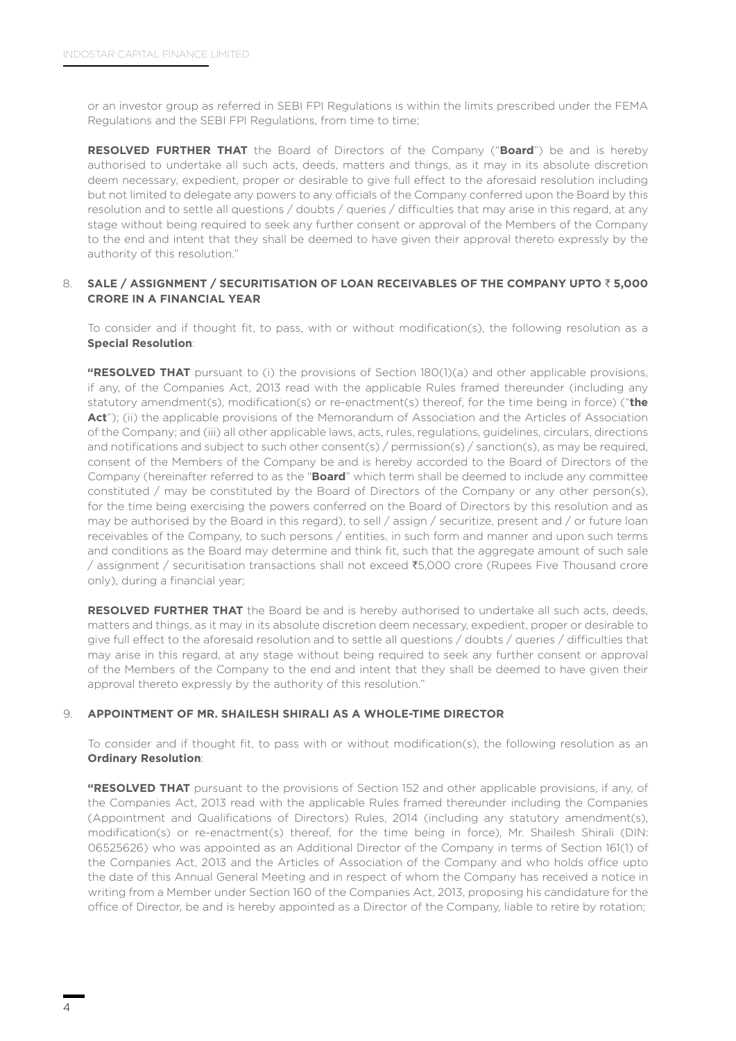or an investor group as referred in SEBI FPI Regulations is within the limits prescribed under the FEMA Regulations and the SEBI FPI Regulations, from time to time;

**RESOLVED FURTHER THAT** the Board of Directors of the Company ("**Board**") be and is hereby authorised to undertake all such acts, deeds, matters and things, as it may in its absolute discretion deem necessary, expedient, proper or desirable to give full effect to the aforesaid resolution including but not limited to delegate any powers to any officials of the Company conferred upon the Board by this resolution and to settle all questions / doubts / queries / difficulties that may arise in this regard, at any stage without being required to seek any further consent or approval of the Members of the Company to the end and intent that they shall be deemed to have given their approval thereto expressly by the authority of this resolution."

8. **SALE / ASSIGNMENT / SECURITISATION OF LOAN RECEIVABLES OF THE COMPANY UPTO ₹ 5,000 CRORE IN A FINANCIAL YEAR**

   To consider and if thought fit, to pass, with or without modification(s), the following resolution as a **Special Resolution**:

   **"RESOLVED THAT** pursuant to (i) the provisions of Section 180(1)(a) and other applicable provisions, if any, of the Companies Act, 2013 read with the applicable Rules framed thereunder (including any statutory amendment(s), modification(s) or re-enactment(s) thereof, for the time being in force) ("**the Act**"); (ii) the applicable provisions of the Memorandum of Association and the Articles of Association of the Company; and (iii) all other applicable laws, acts, rules, regulations, guidelines, circulars, directions and notifications and subject to such other consent(s) / permission(s) / sanction(s), as may be required, consent of the Members of the Company be and is hereby accorded to the Board of Directors of the Company (hereinafter referred to as the "**Board**" which term shall be deemed to include any committee constituted / may be constituted by the Board of Directors of the Company or any other person(s), for the time being exercising the powers conferred on the Board of Directors by this resolution and as may be authorised by the Board in this regard), to sell / assign / securitize, present and / or future loan receivables of the Company, to such persons / entities, in such form and manner and upon such terms and conditions as the Board may determine and think fit, such that the aggregate amount of such sale / assignment / securitisation transactions shall not exceed ₹5,000 crore (Rupees Five Thousand crore only), during a financial year;

   **RESOLVED FURTHER THAT** the Board be and is hereby authorised to undertake all such acts, deeds, matters and things, as it may in its absolute discretion deem necessary, expedient, proper or desirable to give full effect to the aforesaid resolution and to settle all questions / doubts / queries / difficulties that may arise in this regard, at any stage without being required to seek any further consent or approval of the Members of the Company to the end and intent that they shall be deemed to have given their approval thereto expressly by the authority of this resolution."

9. **APPOINTMENT OF MR. SHAILESH SHIRALI AS A WHOLE-TIME DIRECTOR**

   To consider and if thought fit, to pass with or without modification(s), the following resolution as an **Ordinary Resolution**:

   **"RESOLVED THAT** pursuant to the provisions of Section 152 and other applicable provisions, if any, of the Companies Act, 2013 read with the applicable Rules framed thereunder including the Companies (Appointment and Qualifications of Directors) Rules, 2014 (including any statutory amendment(s), modification(s) or re-enactment(s) thereof, for the time being in force), Mr. Shailesh Shirali (DIN: 06525626) who was appointed as an Additional Director of the Company in terms of Section 161(1) of the Companies Act, 2013 and the Articles of Association of the Company and who holds office upto the date of this Annual General Meeting and in respect of whom the Company has received a notice in writing from a Member under Section 160 of the Companies Act, 2013, proposing his candidature for the office of Director, be and is hereby appointed as a Director of the Company, liable to retire by rotation;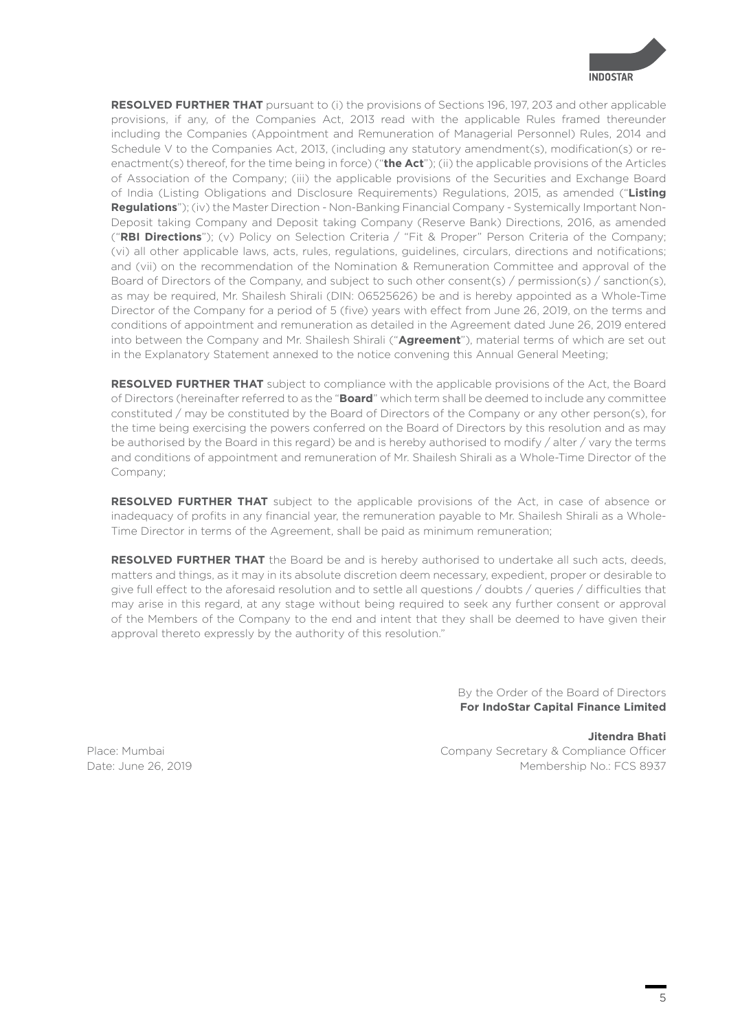**RESOLVED FURTHER THAT** pursuant to (i) the provisions of Sections 196, 197, 203 and other applicable provisions, if any, of the Companies Act, 2013 read with the applicable Rules framed thereunder including the Companies (Appointment and Remuneration of Managerial Personnel) Rules, 2014 and Schedule V to the Companies Act, 2013, (including any statutory amendment(s), modification(s) or re-enactment(s) thereof, for the time being in force) ("**the Act**"); (ii) the applicable provisions of the Articles of Association of the Company; (iii) the applicable provisions of the Securities and Exchange Board of India (Listing Obligations and Disclosure Requirements) Regulations, 2015, as amended ("**Listing Regulations**"); (iv) the Master Direction - Non-Banking Financial Company - Systemically Important Non-Deposit taking Company and Deposit taking Company (Reserve Bank) Directions, 2016, as amended ("**RBI Directions**"); (v) Policy on Selection Criteria / "Fit & Proper" Person Criteria of the Company; (vi) all other applicable laws, acts, rules, regulations, guidelines, circulars, directions and notifications; and (vii) on the recommendation of the Nomination & Remuneration Committee and approval of the Board of Directors of the Company, and subject to such other consent(s) / permission(s) / sanction(s), as may be required, Mr. Shailesh Shirali (DIN: 06525626) be and is hereby appointed as a Whole-Time Director of the Company for a period of 5 (five) years with effect from June 26, 2019, on the terms and conditions of appointment and remuneration as detailed in the Agreement dated June 26, 2019 entered into between the Company and Mr. Shailesh Shirali ("**Agreement**"), material terms of which are set out in the Explanatory Statement annexed to the notice convening this Annual General Meeting;

**RESOLVED FURTHER THAT** subject to compliance with the applicable provisions of the Act, the Board of Directors (hereinafter referred to as the "**Board**" which term shall be deemed to include any committee constituted / may be constituted by the Board of Directors of the Company or any other person(s), for the time being exercising the powers conferred on the Board of Directors by this resolution and as may be authorised by the Board in this regard) be and is hereby authorised to modify / alter / vary the terms and conditions of appointment and remuneration of Mr. Shailesh Shirali as a Whole-Time Director of the Company;

**RESOLVED FURTHER THAT** subject to the applicable provisions of the Act, in case of absence or inadequacy of profits in any financial year, the remuneration payable to Mr. Shailesh Shirali as a Whole-Time Director in terms of the Agreement, shall be paid as minimum remuneration;

**RESOLVED FURTHER THAT** the Board be and is hereby authorised to undertake all such acts, deeds, matters and things, as it may in its absolute discretion deem necessary, expedient, proper or desirable to give full effect to the aforesaid resolution and to settle all questions / doubts / queries / difficulties that may arise in this regard, at any stage without being required to seek any further consent or approval of the Members of the Company to the end and intent that they shall be deemed to have given their approval thereto expressly by the authority of this resolution."

By the Order of the Board of Directors
**For IndoStar Capital Finance Limited**

**Jitendra Bhati**
Company Secretary & Compliance Officer
Membership No.: FCS 8937

Place: Mumbai
Date: June 26, 2019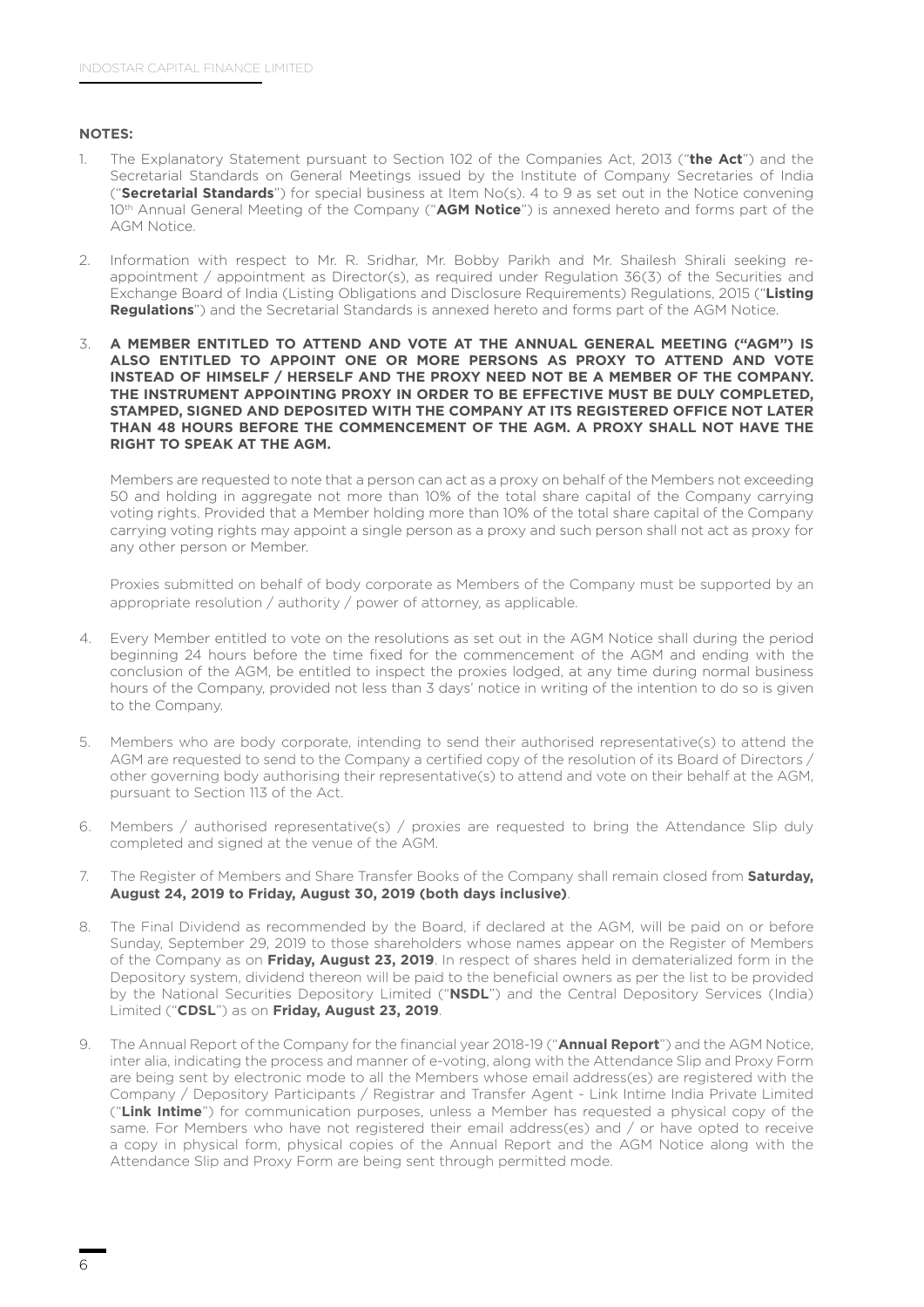**NOTES:**

1. The Explanatory Statement pursuant to Section 102 of the Companies Act, 2013 ("**the Act**") and the Secretarial Standards on General Meetings issued by the Institute of Company Secretaries of India ("**Secretarial Standards**") for special business at Item No(s). 4 to 9 as set out in the Notice convening 10th Annual General Meeting of the Company ("**AGM Notice**") is annexed hereto and forms part of the AGM Notice.

2. Information with respect to Mr. R. Sridhar, Mr. Bobby Parikh and Mr. Shailesh Shirali seeking re-appointment / appointment as Director(s), as required under Regulation 36(3) of the Securities and Exchange Board of India (Listing Obligations and Disclosure Requirements) Regulations, 2015 ("**Listing Regulations**") and the Secretarial Standards is annexed hereto and forms part of the AGM Notice.

3. **A MEMBER ENTITLED TO ATTEND AND VOTE AT THE ANNUAL GENERAL MEETING ("AGM") IS ALSO ENTITLED TO APPOINT ONE OR MORE PERSONS AS PROXY TO ATTEND AND VOTE INSTEAD OF HIMSELF / HERSELF AND THE PROXY NEED NOT BE A MEMBER OF THE COMPANY. THE INSTRUMENT APPOINTING PROXY IN ORDER TO BE EFFECTIVE MUST BE DULY COMPLETED, STAMPED, SIGNED AND DEPOSITED WITH THE COMPANY AT ITS REGISTERED OFFICE NOT LATER THAN 48 HOURS BEFORE THE COMMENCEMENT OF THE AGM. A PROXY SHALL NOT HAVE THE RIGHT TO SPEAK AT THE AGM.**

   Members are requested to note that a person can act as a proxy on behalf of the Members not exceeding 50 and holding in aggregate not more than 10% of the total share capital of the Company carrying voting rights. Provided that a Member holding more than 10% of the total share capital of the Company carrying voting rights may appoint a single person as a proxy and such person shall not act as proxy for any other person or Member.

   Proxies submitted on behalf of body corporate as Members of the Company must be supported by an appropriate resolution / authority / power of attorney, as applicable.

4. Every Member entitled to vote on the resolutions as set out in the AGM Notice shall during the period beginning 24 hours before the time fixed for the commencement of the AGM and ending with the conclusion of the AGM, be entitled to inspect the proxies lodged, at any time during normal business hours of the Company, provided not less than 3 days' notice in writing of the intention to do so is given to the Company.

5. Members who are body corporate, intending to send their authorised representative(s) to attend the AGM are requested to send to the Company a certified copy of the resolution of its Board of Directors / other governing body authorising their representative(s) to attend and vote on their behalf at the AGM, pursuant to Section 113 of the Act.

6. Members / authorised representative(s) / proxies are requested to bring the Attendance Slip duly completed and signed at the venue of the AGM.

7. The Register of Members and Share Transfer Books of the Company shall remain closed from **Saturday, August 24, 2019 to Friday, August 30, 2019 (both days inclusive)**.

8. The Final Dividend as recommended by the Board, if declared at the AGM, will be paid on or before Sunday, September 29, 2019 to those shareholders whose names appear on the Register of Members of the Company as on **Friday, August 23, 2019**. In respect of shares held in dematerialized form in the Depository system, dividend thereon will be paid to the beneficial owners as per the list to be provided by the National Securities Depository Limited ("**NSDL**") and the Central Depository Services (India) Limited ("**CDSL**") as on **Friday, August 23, 2019**.

9. The Annual Report of the Company for the financial year 2018-19 ("**Annual Report**") and the AGM Notice, inter alia, indicating the process and manner of e-voting, along with the Attendance Slip and Proxy Form are being sent by electronic mode to all the Members whose email address(es) are registered with the Company / Depository Participants / Registrar and Transfer Agent - Link Intime India Private Limited ("**Link Intime**") for communication purposes, unless a Member has requested a physical copy of the same. For Members who have not registered their email address(es) and / or have opted to receive a copy in physical form, physical copies of the Annual Report and the AGM Notice along with the Attendance Slip and Proxy Form are being sent through permitted mode.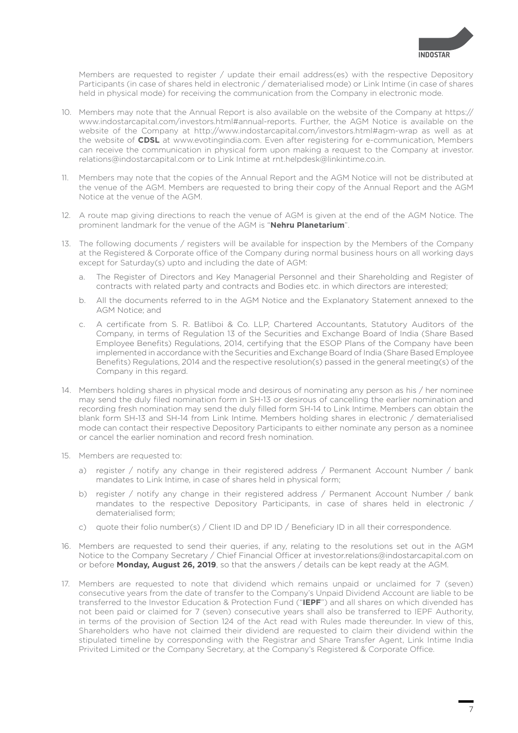Members are requested to register / update their email address(es) with the respective Depository Participants (in case of shares held in electronic / dematerialised mode) or Link Intime (in case of shares held in physical mode) for receiving the communication from the Company in electronic mode.

10. Members may note that the Annual Report is also available on the website of the Company at https://www.indostarcapital.com/investors.html#annual-reports. Further, the AGM Notice is available on the website of the Company at http://www.indostarcapital.com/investors.html#agm-wrap as well as at the website of **CDSL** at www.evotingindia.com. Even after registering for e-communication, Members can receive the communication in physical form upon making a request to the Company at investor.relations@indostarcapital.com or to Link Intime at rnt.helpdesk@linkintime.co.in.

11. Members may note that the copies of the Annual Report and the AGM Notice will not be distributed at the venue of the AGM. Members are requested to bring their copy of the Annual Report and the AGM Notice at the venue of the AGM.

12. A route map giving directions to reach the venue of AGM is given at the end of the AGM Notice. The prominent landmark for the venue of the AGM is "**Nehru Planetarium**".

13. The following documents / registers will be available for inspection by the Members of the Company at the Registered & Corporate office of the Company during normal business hours on all working days except for Saturday(s) upto and including the date of AGM:

    a. The Register of Directors and Key Managerial Personnel and their Shareholding and Register of contracts with related party and contracts and Bodies etc. in which directors are interested;

    b. All the documents referred to in the AGM Notice and the Explanatory Statement annexed to the AGM Notice; and

    c. A certificate from S. R. Batliboi & Co. LLP, Chartered Accountants, Statutory Auditors of the Company, in terms of Regulation 13 of the Securities and Exchange Board of India (Share Based Employee Benefits) Regulations, 2014, certifying that the ESOP Plans of the Company have been implemented in accordance with the Securities and Exchange Board of India (Share Based Employee Benefits) Regulations, 2014 and the respective resolution(s) passed in the general meeting(s) of the Company in this regard.

14. Members holding shares in physical mode and desirous of nominating any person as his / her nominee may send the duly filed nomination form in SH-13 or desirous of cancelling the earlier nomination and recording fresh nomination may send the duly filled form SH-14 to Link Intime. Members can obtain the blank form SH-13 and SH-14 from Link Intime. Members holding shares in electronic / dematerialised mode can contact their respective Depository Participants to either nominate any person as a nominee or cancel the earlier nomination and record fresh nomination.

15. Members are requested to:

    a) register / notify any change in their registered address / Permanent Account Number / bank mandates to Link Intime, in case of shares held in physical form;

    b) register / notify any change in their registered address / Permanent Account Number / bank mandates to the respective Depository Participants, in case of shares held in electronic / dematerialised form;

    c) quote their folio number(s) / Client ID and DP ID / Beneficiary ID in all their correspondence.

16. Members are requested to send their queries, if any, relating to the resolutions set out in the AGM Notice to the Company Secretary / Chief Financial Officer at investor.relations@indostarcapital.com on or before **Monday, August 26, 2019**, so that the answers / details can be kept ready at the AGM.

17. Members are requested to note that dividend which remains unpaid or unclaimed for 7 (seven) consecutive years from the date of transfer to the Company's Unpaid Dividend Account are liable to be transferred to the Investor Education & Protection Fund ("**IEPF**") and all shares on which divended has not been paid or claimed for 7 (seven) consecutive years shall also be transferred to IEPF Authority, in terms of the provision of Section 124 of the Act read with Rules made thereunder. In view of this, Shareholders who have not claimed their dividend are requested to claim their dividend within the stipulated timeline by corresponding with the Registrar and Share Transfer Agent, Link Intime India Privited Limited or the Company Secretary, at the Company's Registered & Corporate Office.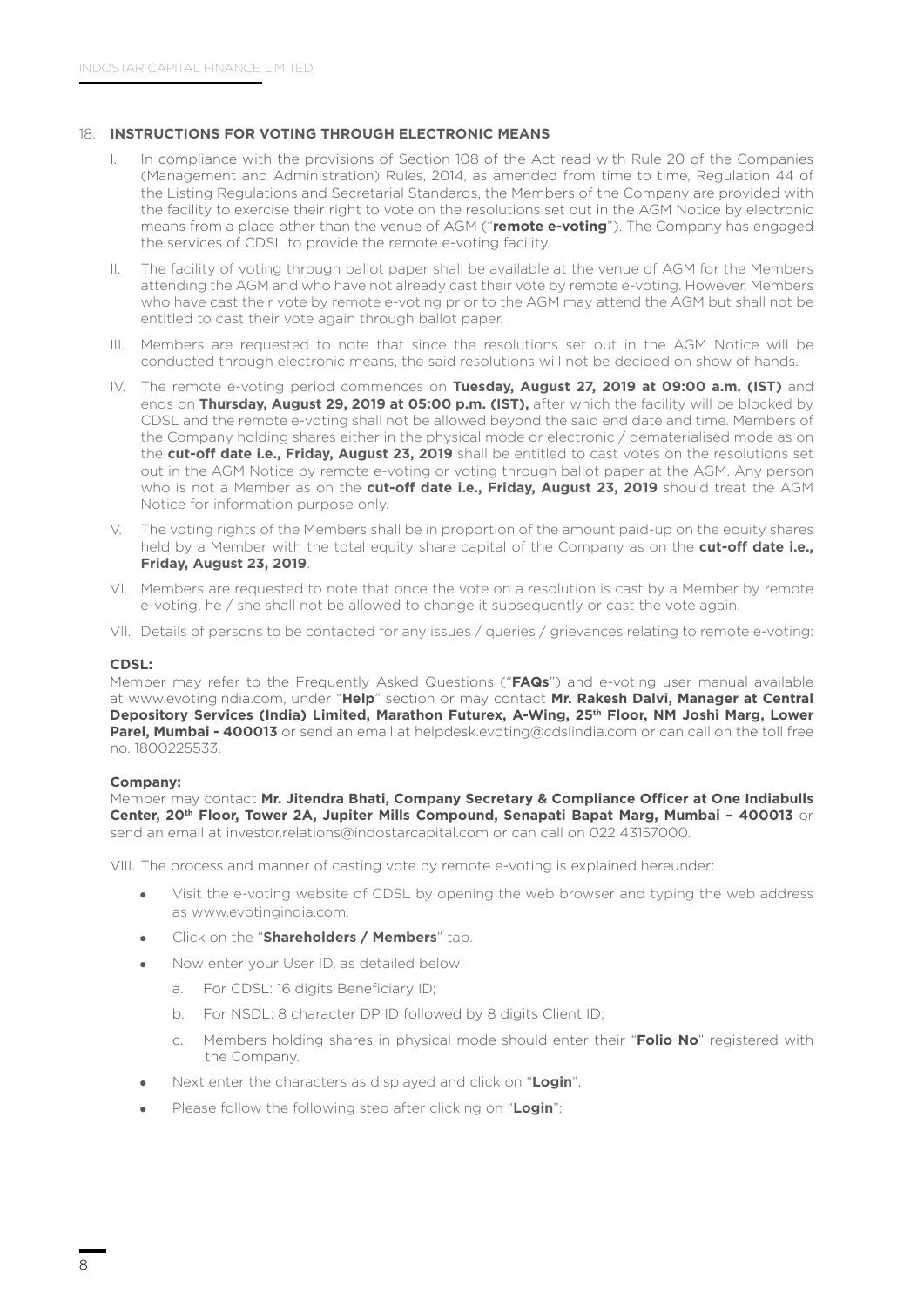## 18. INSTRUCTIONS FOR VOTING THROUGH ELECTRONIC MEANS

I. In compliance with the provisions of Section 108 of the Act read with Rule 20 of the Companies (Management and Administration) Rules, 2014, as amended from time to time, Regulation 44 of the Listing Regulations and Secretarial Standards, the Members of the Company are provided with the facility to exercise their right to vote on the resolutions set out in the AGM Notice by electronic means from a place other than the venue of AGM ("**remote e-voting**"). The Company has engaged the services of CDSL to provide the remote e-voting facility.

II. The facility of voting through ballot paper shall be available at the venue of AGM for the Members attending the AGM and who have not already cast their vote by remote e-voting. However, Members who have cast their vote by remote e-voting prior to the AGM may attend the AGM but shall not be entitled to cast their vote again through ballot paper.

III. Members are requested to note that since the resolutions set out in the AGM Notice will be conducted through electronic means, the said resolutions will not be decided on show of hands.

IV. The remote e-voting period commences on **Tuesday, August 27, 2019 at 09:00 a.m. (IST)** and ends on **Thursday, August 29, 2019 at 05:00 p.m. (IST),** after which the facility will be blocked by CDSL and the remote e-voting shall not be allowed beyond the said end date and time. Members of the Company holding shares either in the physical mode or electronic / dematerialised mode as on the **cut-off date i.e., Friday, August 23, 2019** shall be entitled to cast votes on the resolutions set out in the AGM Notice by remote e-voting or voting through ballot paper at the AGM. Any person who is not a Member as on the **cut-off date i.e., Friday, August 23, 2019** should treat the AGM Notice for information purpose only.

V. The voting rights of the Members shall be in proportion of the amount paid-up on the equity shares held by a Member with the total equity share capital of the Company as on the **cut-off date i.e., Friday, August 23, 2019**.

VI. Members are requested to note that once the vote on a resolution is cast by a Member by remote e-voting, he / she shall not be allowed to change it subsequently or cast the vote again.

VII. Details of persons to be contacted for any issues / queries / grievances relating to remote e-voting:

**CDSL:**

Member may refer to the Frequently Asked Questions ("**FAQs**") and e-voting user manual available at www.evotingindia.com, under "**Help**" section or may contact **Mr. Rakesh Dalvi, Manager at Central Depository Services (India) Limited, Marathon Futurex, A-Wing, 25th Floor, NM Joshi Marg, Lower Parel, Mumbai - 400013** or send an email at helpdesk.evoting@cdslindia.com or can call on the toll free no. 1800225533.

**Company:**

Member may contact **Mr. Jitendra Bhati, Company Secretary & Compliance Officer at One Indiabulls Center, 20th Floor, Tower 2A, Jupiter Mills Compound, Senapati Bapat Marg, Mumbai – 400013** or send an email at investor.relations@indostarcapital.com or can call on 022 43157000.

VIII. The process and manner of casting vote by remote e-voting is explained hereunder:

- Visit the e-voting website of CDSL by opening the web browser and typing the web address as www.evotingindia.com.
- Click on the "**Shareholders / Members**" tab.
- Now enter your User ID, as detailed below:
  a. For CDSL: 16 digits Beneficiary ID;
  b. For NSDL: 8 character DP ID followed by 8 digits Client ID;
  c. Members holding shares in physical mode should enter their "**Folio No**" registered with the Company.
- Next enter the characters as displayed and click on "**Login**".
- Please follow the following step after clicking on "**Login**":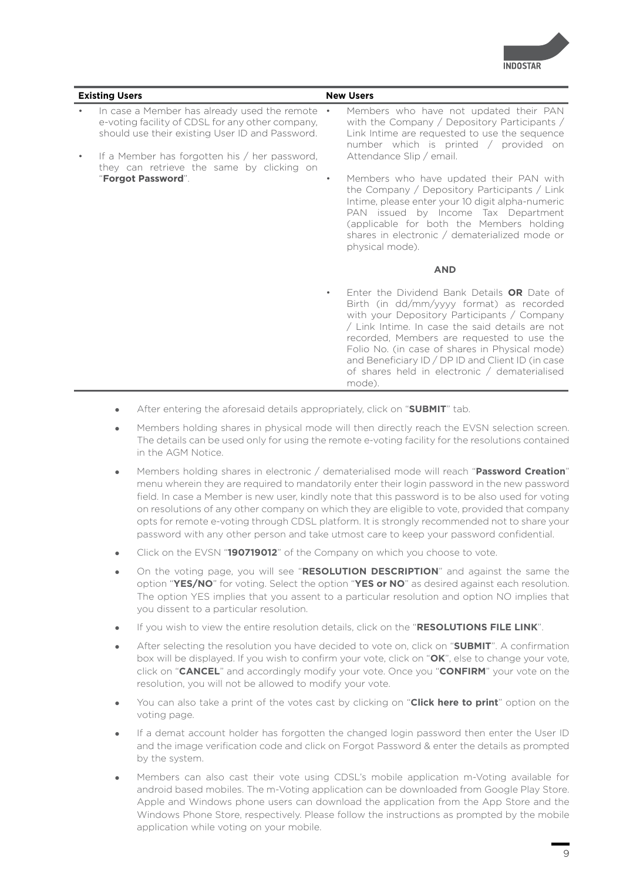| Existing Users | New Users |
| --- | --- |
| • In case a Member has already used the remote e-voting facility of CDSL for any other company, should use their existing User ID and Password.<br>• If a Member has forgotten his / her password, they can retrieve the same by clicking on "**Forgot Password**". | • Members who have not updated their PAN with the Company / Depository Participants / Link Intime are requested to use the sequence number which is printed / provided on Attendance Slip / email.<br>• Members who have updated their PAN with the Company / Depository Participants / Link Intime, please enter your 10 digit alpha-numeric PAN issued by Income Tax Department (applicable for both the Members holding shares in electronic / dematerialized mode or physical mode).<br>**AND**<br>• Enter the Dividend Bank Details **OR** Date of Birth (in dd/mm/yyyy format) as recorded with your Depository Participants / Company / Link Intime. In case the said details are not recorded, Members are requested to use the Folio No. (in case of shares in Physical mode) and Beneficiary ID / DP ID and Client ID (in case of shares held in electronic / dematerialised mode). |

- After entering the aforesaid details appropriately, click on "**SUBMIT**" tab.
- Members holding shares in physical mode will then directly reach the EVSN selection screen. The details can be used only for using the remote e-voting facility for the resolutions contained in the AGM Notice.
- Members holding shares in electronic / dematerialised mode will reach "**Password Creation**" menu wherein they are required to mandatorily enter their login password in the new password field. In case a Member is new user, kindly note that this password is to be also used for voting on resolutions of any other company on which they are eligible to vote, provided that company opts for remote e-voting through CDSL platform. It is strongly recommended not to share your password with any other person and take utmost care to keep your password confidential.
- Click on the EVSN "**190719012**" of the Company on which you choose to vote.
- On the voting page, you will see "**RESOLUTION DESCRIPTION**" and against the same the option "**YES/NO**" for voting. Select the option "**YES or NO**" as desired against each resolution. The option YES implies that you assent to a particular resolution and option NO implies that you dissent to a particular resolution.
- If you wish to view the entire resolution details, click on the "**RESOLUTIONS FILE LINK**".
- After selecting the resolution you have decided to vote on, click on "**SUBMIT**". A confirmation box will be displayed. If you wish to confirm your vote, click on "**OK**", else to change your vote, click on "**CANCEL**" and accordingly modify your vote. Once you "**CONFIRM**" your vote on the resolution, you will not be allowed to modify your vote.
- You can also take a print of the votes cast by clicking on "**Click here to print**" option on the voting page.
- If a demat account holder has forgotten the changed login password then enter the User ID and the image verification code and click on Forgot Password & enter the details as prompted by the system.
- Members can also cast their vote using CDSL's mobile application m-Voting available for android based mobiles. The m-Voting application can be downloaded from Google Play Store. Apple and Windows phone users can download the application from the App Store and the Windows Phone Store, respectively. Please follow the instructions as prompted by the mobile application while voting on your mobile.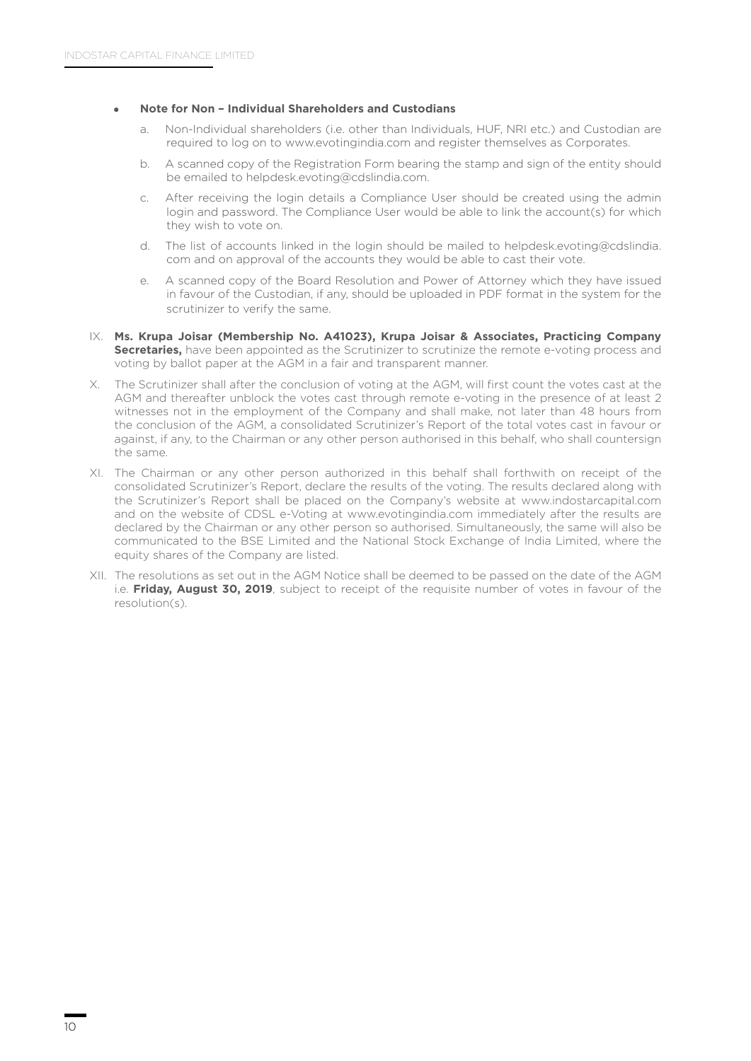- **Note for Non – Individual Shareholders and Custodians**

  a. Non-Individual shareholders (i.e. other than Individuals, HUF, NRI etc.) and Custodian are required to log on to www.evotingindia.com and register themselves as Corporates.

  b. A scanned copy of the Registration Form bearing the stamp and sign of the entity should be emailed to helpdesk.evoting@cdslindia.com.

  c. After receiving the login details a Compliance User should be created using the admin login and password. The Compliance User would be able to link the account(s) for which they wish to vote on.

  d. The list of accounts linked in the login should be mailed to helpdesk.evoting@cdslindia.com and on approval of the accounts they would be able to cast their vote.

  e. A scanned copy of the Board Resolution and Power of Attorney which they have issued in favour of the Custodian, if any, should be uploaded in PDF format in the system for the scrutinizer to verify the same.

IX. **Ms. Krupa Joisar (Membership No. A41023), Krupa Joisar & Associates, Practicing Company Secretaries,** have been appointed as the Scrutinizer to scrutinize the remote e-voting process and voting by ballot paper at the AGM in a fair and transparent manner.

X. The Scrutinizer shall after the conclusion of voting at the AGM, will first count the votes cast at the AGM and thereafter unblock the votes cast through remote e-voting in the presence of at least 2 witnesses not in the employment of the Company and shall make, not later than 48 hours from the conclusion of the AGM, a consolidated Scrutinizer's Report of the total votes cast in favour or against, if any, to the Chairman or any other person authorised in this behalf, who shall countersign the same.

XI. The Chairman or any other person authorized in this behalf shall forthwith on receipt of the consolidated Scrutinizer's Report, declare the results of the voting. The results declared along with the Scrutinizer's Report shall be placed on the Company's website at www.indostarcapital.com and on the website of CDSL e-Voting at www.evotingindia.com immediately after the results are declared by the Chairman or any other person so authorised. Simultaneously, the same will also be communicated to the BSE Limited and the National Stock Exchange of India Limited, where the equity shares of the Company are listed.

XII. The resolutions as set out in the AGM Notice shall be deemed to be passed on the date of the AGM i.e. **Friday, August 30, 2019**, subject to receipt of the requisite number of votes in favour of the resolution(s).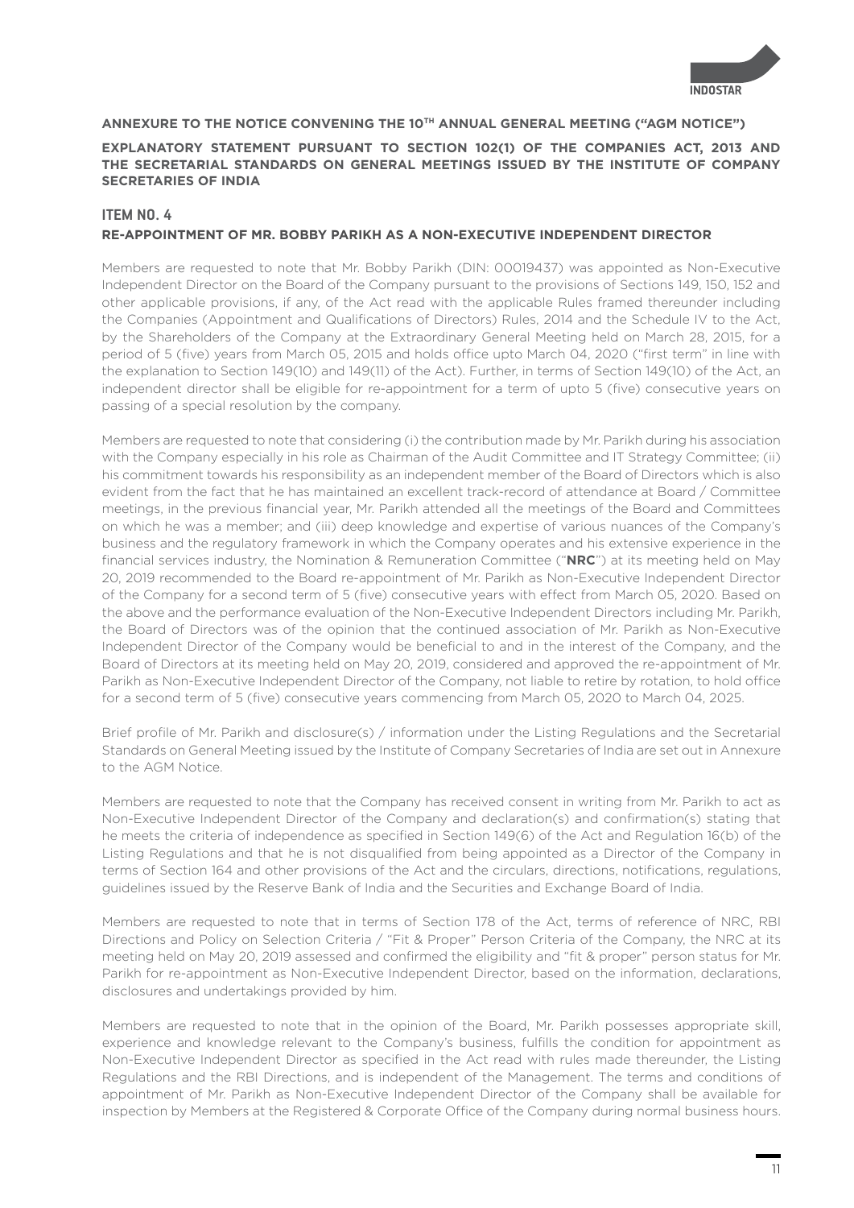**ANNEXURE TO THE NOTICE CONVENING THE 10TH ANNUAL GENERAL MEETING ("AGM NOTICE")**

**EXPLANATORY STATEMENT PURSUANT TO SECTION 102(1) OF THE COMPANIES ACT, 2013 AND THE SECRETARIAL STANDARDS ON GENERAL MEETINGS ISSUED BY THE INSTITUTE OF COMPANY SECRETARIES OF INDIA**

## ITEM NO. 4

### RE-APPOINTMENT OF MR. BOBBY PARIKH AS A NON-EXECUTIVE INDEPENDENT DIRECTOR

Members are requested to note that Mr. Bobby Parikh (DIN: 00019437) was appointed as Non-Executive Independent Director on the Board of the Company pursuant to the provisions of Sections 149, 150, 152 and other applicable provisions, if any, of the Act read with the applicable Rules framed thereunder including the Companies (Appointment and Qualifications of Directors) Rules, 2014 and the Schedule IV to the Act, by the Shareholders of the Company at the Extraordinary General Meeting held on March 28, 2015, for a period of 5 (five) years from March 05, 2015 and holds office upto March 04, 2020 ("first term" in line with the explanation to Section 149(10) and 149(11) of the Act). Further, in terms of Section 149(10) of the Act, an independent director shall be eligible for re-appointment for a term of upto 5 (five) consecutive years on passing of a special resolution by the company.

Members are requested to note that considering (i) the contribution made by Mr. Parikh during his association with the Company especially in his role as Chairman of the Audit Committee and IT Strategy Committee; (ii) his commitment towards his responsibility as an independent member of the Board of Directors which is also evident from the fact that he has maintained an excellent track-record of attendance at Board / Committee meetings, in the previous financial year, Mr. Parikh attended all the meetings of the Board and Committees on which he was a member; and (iii) deep knowledge and expertise of various nuances of the Company's business and the regulatory framework in which the Company operates and his extensive experience in the financial services industry, the Nomination & Remuneration Committee ("**NRC**") at its meeting held on May 20, 2019 recommended to the Board re-appointment of Mr. Parikh as Non-Executive Independent Director of the Company for a second term of 5 (five) consecutive years with effect from March 05, 2020. Based on the above and the performance evaluation of the Non-Executive Independent Directors including Mr. Parikh, the Board of Directors was of the opinion that the continued association of Mr. Parikh as Non-Executive Independent Director of the Company would be beneficial to and in the interest of the Company, and the Board of Directors at its meeting held on May 20, 2019, considered and approved the re-appointment of Mr. Parikh as Non-Executive Independent Director of the Company, not liable to retire by rotation, to hold office for a second term of 5 (five) consecutive years commencing from March 05, 2020 to March 04, 2025.

Brief profile of Mr. Parikh and disclosure(s) / information under the Listing Regulations and the Secretarial Standards on General Meeting issued by the Institute of Company Secretaries of India are set out in Annexure to the AGM Notice.

Members are requested to note that the Company has received consent in writing from Mr. Parikh to act as Non-Executive Independent Director of the Company and declaration(s) and confirmation(s) stating that he meets the criteria of independence as specified in Section 149(6) of the Act and Regulation 16(b) of the Listing Regulations and that he is not disqualified from being appointed as a Director of the Company in terms of Section 164 and other provisions of the Act and the circulars, directions, notifications, regulations, guidelines issued by the Reserve Bank of India and the Securities and Exchange Board of India.

Members are requested to note that in terms of Section 178 of the Act, terms of reference of NRC, RBI Directions and Policy on Selection Criteria / "Fit & Proper" Person Criteria of the Company, the NRC at its meeting held on May 20, 2019 assessed and confirmed the eligibility and "fit & proper" person status for Mr. Parikh for re-appointment as Non-Executive Independent Director, based on the information, declarations, disclosures and undertakings provided by him.

Members are requested to note that in the opinion of the Board, Mr. Parikh possesses appropriate skill, experience and knowledge relevant to the Company's business, fulfills the condition for appointment as Non-Executive Independent Director as specified in the Act read with rules made thereunder, the Listing Regulations and the RBI Directions, and is independent of the Management. The terms and conditions of appointment of Mr. Parikh as Non-Executive Independent Director of the Company shall be available for inspection by Members at the Registered & Corporate Office of the Company during normal business hours.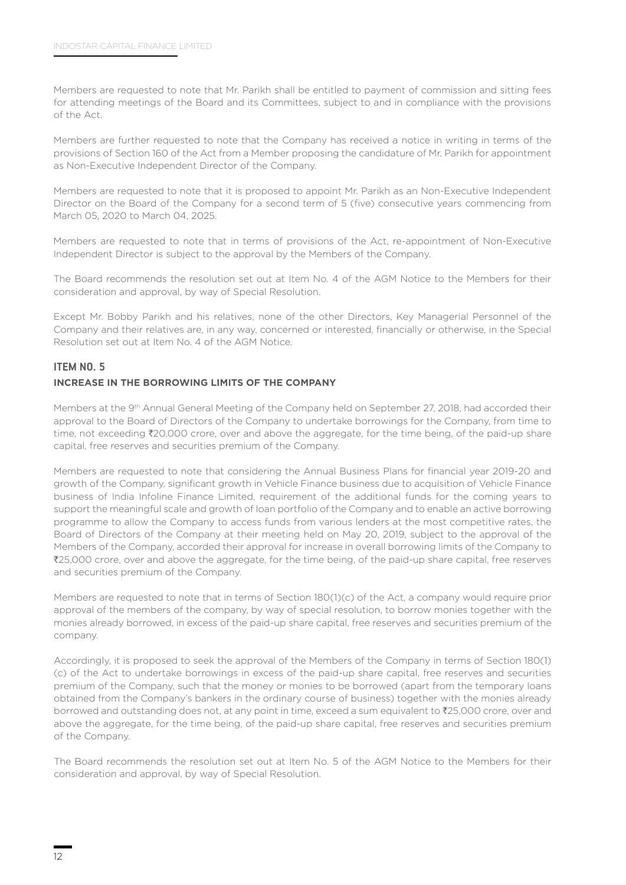Members are requested to note that Mr. Parikh shall be entitled to payment of commission and sitting fees for attending meetings of the Board and its Committees, subject to and in compliance with the provisions of the Act.

Members are further requested to note that the Company has received a notice in writing in terms of the provisions of Section 160 of the Act from a Member proposing the candidature of Mr. Parikh for appointment as Non-Executive Independent Director of the Company.

Members are requested to note that it is proposed to appoint Mr. Parikh as an Non-Executive Independent Director on the Board of the Company for a second term of 5 (five) consecutive years commencing from March 05, 2020 to March 04, 2025.

Members are requested to note that in terms of provisions of the Act, re-appointment of Non-Executive Independent Director is subject to the approval by the Members of the Company.

The Board recommends the resolution set out at Item No. 4 of the AGM Notice to the Members for their consideration and approval, by way of Special Resolution.

Except Mr. Bobby Parikh and his relatives, none of the other Directors, Key Managerial Personnel of the Company and their relatives are, in any way, concerned or interested, financially or otherwise, in the Special Resolution set out at Item No. 4 of the AGM Notice.

## ITEM NO. 5

### INCREASE IN THE BORROWING LIMITS OF THE COMPANY

Members at the 9th Annual General Meeting of the Company held on September 27, 2018, had accorded their approval to the Board of Directors of the Company to undertake borrowings for the Company, from time to time, not exceeding ₹20,000 crore, over and above the aggregate, for the time being, of the paid-up share capital, free reserves and securities premium of the Company.

Members are requested to note that considering the Annual Business Plans for financial year 2019-20 and growth of the Company, significant growth in Vehicle Finance business due to acquisition of Vehicle Finance business of India Infoline Finance Limited, requirement of the additional funds for the coming years to support the meaningful scale and growth of loan portfolio of the Company and to enable an active borrowing programme to allow the Company to access funds from various lenders at the most competitive rates, the Board of Directors of the Company at their meeting held on May 20, 2019, subject to the approval of the Members of the Company, accorded their approval for increase in overall borrowing limits of the Company to ₹25,000 crore, over and above the aggregate, for the time being, of the paid-up share capital, free reserves and securities premium of the Company.

Members are requested to note that in terms of Section 180(1)(c) of the Act, a company would require prior approval of the members of the company, by way of special resolution, to borrow monies together with the monies already borrowed, in excess of the paid-up share capital, free reserves and securities premium of the company.

Accordingly, it is proposed to seek the approval of the Members of the Company in terms of Section 180(1)(c) of the Act to undertake borrowings in excess of the paid-up share capital, free reserves and securities premium of the Company, such that the money or monies to be borrowed (apart from the temporary loans obtained from the Company's bankers in the ordinary course of business) together with the monies already borrowed and outstanding does not, at any point in time, exceed a sum equivalent to ₹25,000 crore, over and above the aggregate, for the time being, of the paid-up share capital, free reserves and securities premium of the Company.

The Board recommends the resolution set out at Item No. 5 of the AGM Notice to the Members for their consideration and approval, by way of Special Resolution.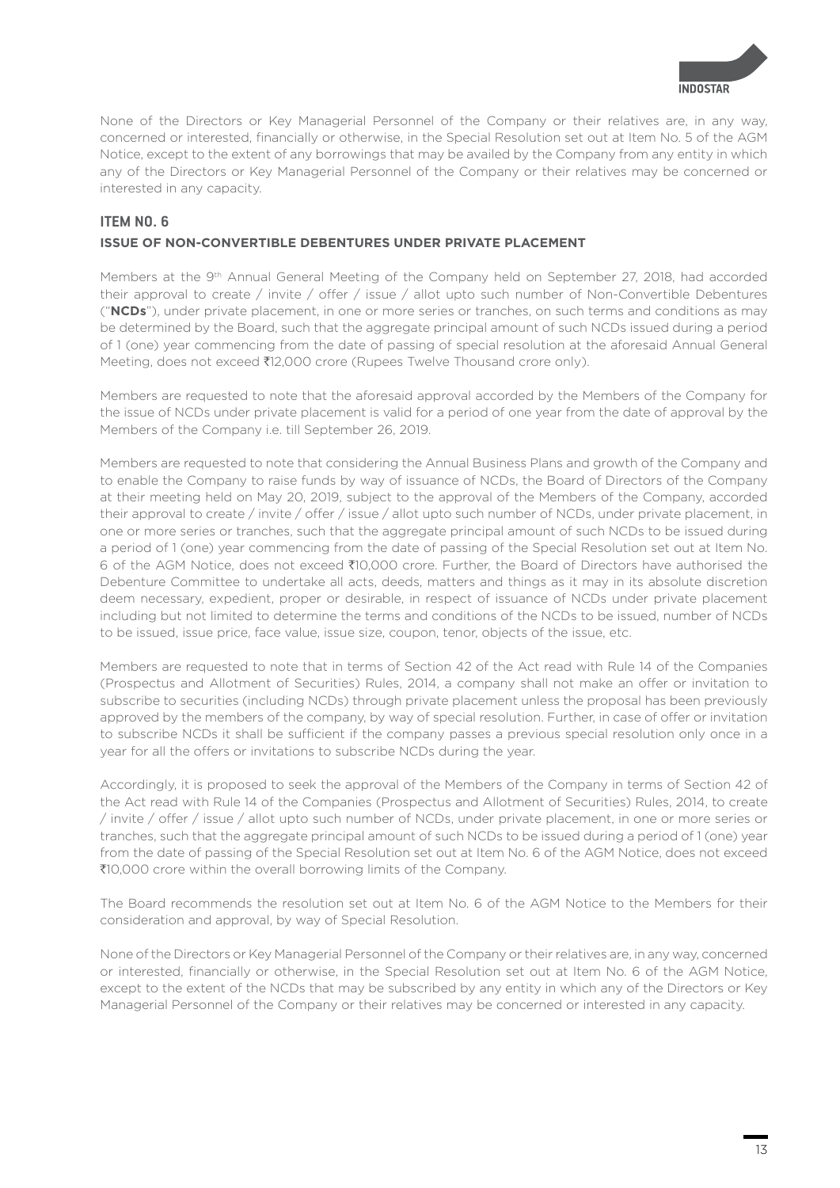None of the Directors or Key Managerial Personnel of the Company or their relatives are, in any way, concerned or interested, financially or otherwise, in the Special Resolution set out at Item No. 5 of the AGM Notice, except to the extent of any borrowings that may be availed by the Company from any entity in which any of the Directors or Key Managerial Personnel of the Company or their relatives may be concerned or interested in any capacity.

## ITEM NO. 6

### ISSUE OF NON-CONVERTIBLE DEBENTURES UNDER PRIVATE PLACEMENT

Members at the 9th Annual General Meeting of the Company held on September 27, 2018, had accorded their approval to create / invite / offer / issue / allot upto such number of Non-Convertible Debentures ("**NCDs**"), under private placement, in one or more series or tranches, on such terms and conditions as may be determined by the Board, such that the aggregate principal amount of such NCDs issued during a period of 1 (one) year commencing from the date of passing of special resolution at the aforesaid Annual General Meeting, does not exceed ₹12,000 crore (Rupees Twelve Thousand crore only).

Members are requested to note that the aforesaid approval accorded by the Members of the Company for the issue of NCDs under private placement is valid for a period of one year from the date of approval by the Members of the Company i.e. till September 26, 2019.

Members are requested to note that considering the Annual Business Plans and growth of the Company and to enable the Company to raise funds by way of issuance of NCDs, the Board of Directors of the Company at their meeting held on May 20, 2019, subject to the approval of the Members of the Company, accorded their approval to create / invite / offer / issue / allot upto such number of NCDs, under private placement, in one or more series or tranches, such that the aggregate principal amount of such NCDs to be issued during a period of 1 (one) year commencing from the date of passing of the Special Resolution set out at Item No. 6 of the AGM Notice, does not exceed ₹10,000 crore. Further, the Board of Directors have authorised the Debenture Committee to undertake all acts, deeds, matters and things as it may in its absolute discretion deem necessary, expedient, proper or desirable, in respect of issuance of NCDs under private placement including but not limited to determine the terms and conditions of the NCDs to be issued, number of NCDs to be issued, issue price, face value, issue size, coupon, tenor, objects of the issue, etc.

Members are requested to note that in terms of Section 42 of the Act read with Rule 14 of the Companies (Prospectus and Allotment of Securities) Rules, 2014, a company shall not make an offer or invitation to subscribe to securities (including NCDs) through private placement unless the proposal has been previously approved by the members of the company, by way of special resolution. Further, in case of offer or invitation to subscribe NCDs it shall be sufficient if the company passes a previous special resolution only once in a year for all the offers or invitations to subscribe NCDs during the year.

Accordingly, it is proposed to seek the approval of the Members of the Company in terms of Section 42 of the Act read with Rule 14 of the Companies (Prospectus and Allotment of Securities) Rules, 2014, to create / invite / offer / issue / allot upto such number of NCDs, under private placement, in one or more series or tranches, such that the aggregate principal amount of such NCDs to be issued during a period of 1 (one) year from the date of passing of the Special Resolution set out at Item No. 6 of the AGM Notice, does not exceed ₹10,000 crore within the overall borrowing limits of the Company.

The Board recommends the resolution set out at Item No. 6 of the AGM Notice to the Members for their consideration and approval, by way of Special Resolution.

None of the Directors or Key Managerial Personnel of the Company or their relatives are, in any way, concerned or interested, financially or otherwise, in the Special Resolution set out at Item No. 6 of the AGM Notice, except to the extent of the NCDs that may be subscribed by any entity in which any of the Directors or Key Managerial Personnel of the Company or their relatives may be concerned or interested in any capacity.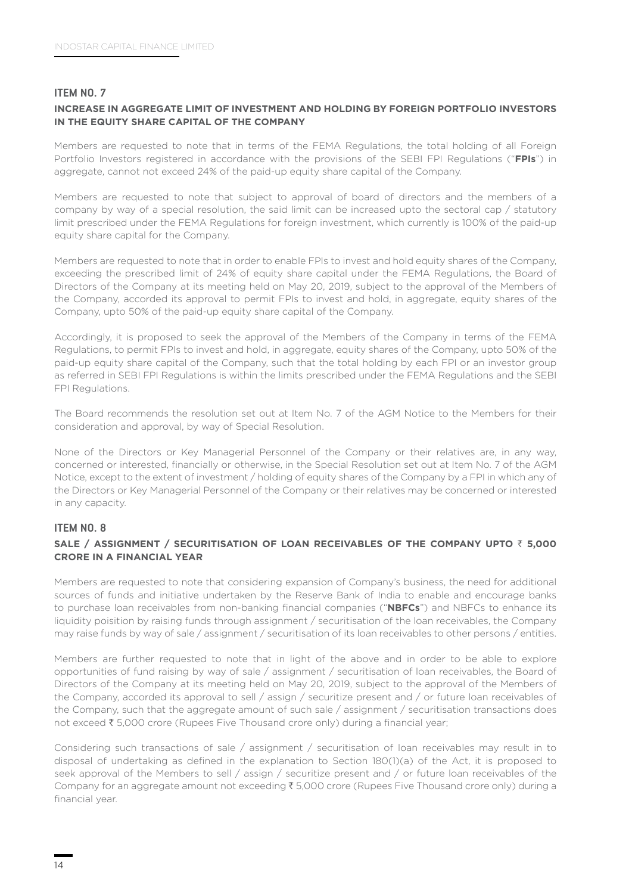## ITEM NO. 7

### INCREASE IN AGGREGATE LIMIT OF INVESTMENT AND HOLDING BY FOREIGN PORTFOLIO INVESTORS IN THE EQUITY SHARE CAPITAL OF THE COMPANY

Members are requested to note that in terms of the FEMA Regulations, the total holding of all Foreign Portfolio Investors registered in accordance with the provisions of the SEBI FPI Regulations ("**FPIs**") in aggregate, cannot not exceed 24% of the paid-up equity share capital of the Company.

Members are requested to note that subject to approval of board of directors and the members of a company by way of a special resolution, the said limit can be increased upto the sectoral cap / statutory limit prescribed under the FEMA Regulations for foreign investment, which currently is 100% of the paid-up equity share capital for the Company.

Members are requested to note that in order to enable FPIs to invest and hold equity shares of the Company, exceeding the prescribed limit of 24% of equity share capital under the FEMA Regulations, the Board of Directors of the Company at its meeting held on May 20, 2019, subject to the approval of the Members of the Company, accorded its approval to permit FPIs to invest and hold, in aggregate, equity shares of the Company, upto 50% of the paid-up equity share capital of the Company.

Accordingly, it is proposed to seek the approval of the Members of the Company in terms of the FEMA Regulations, to permit FPIs to invest and hold, in aggregate, equity shares of the Company, upto 50% of the paid-up equity share capital of the Company, such that the total holding by each FPI or an investor group as referred in SEBI FPI Regulations is within the limits prescribed under the FEMA Regulations and the SEBI FPI Regulations.

The Board recommends the resolution set out at Item No. 7 of the AGM Notice to the Members for their consideration and approval, by way of Special Resolution.

None of the Directors or Key Managerial Personnel of the Company or their relatives are, in any way, concerned or interested, financially or otherwise, in the Special Resolution set out at Item No. 7 of the AGM Notice, except to the extent of investment / holding of equity shares of the Company by a FPI in which any of the Directors or Key Managerial Personnel of the Company or their relatives may be concerned or interested in any capacity.

## ITEM NO. 8

### SALE / ASSIGNMENT / SECURITISATION OF LOAN RECEIVABLES OF THE COMPANY UPTO ₹ 5,000 CRORE IN A FINANCIAL YEAR

Members are requested to note that considering expansion of Company's business, the need for additional sources of funds and initiative undertaken by the Reserve Bank of India to enable and encourage banks to purchase loan receivables from non-banking financial companies ("**NBFCs**") and NBFCs to enhance its liquidity poisition by raising funds through assignment / securitisation of the loan receivables, the Company may raise funds by way of sale / assignment / securitisation of its loan receivables to other persons / entities.

Members are further requested to note that in light of the above and in order to be able to explore opportunities of fund raising by way of sale / assignment / securitisation of loan receivables, the Board of Directors of the Company at its meeting held on May 20, 2019, subject to the approval of the Members of the Company, accorded its approval to sell / assign / securitize present and / or future loan receivables of the Company, such that the aggregate amount of such sale / assignment / securitisation transactions does not exceed ₹ 5,000 crore (Rupees Five Thousand crore only) during a financial year;

Considering such transactions of sale / assignment / securitisation of loan receivables may result in to disposal of undertaking as defined in the explanation to Section 180(1)(a) of the Act, it is proposed to seek approval of the Members to sell / assign / securitize present and / or future loan receivables of the Company for an aggregate amount not exceeding ₹ 5,000 crore (Rupees Five Thousand crore only) during a financial year.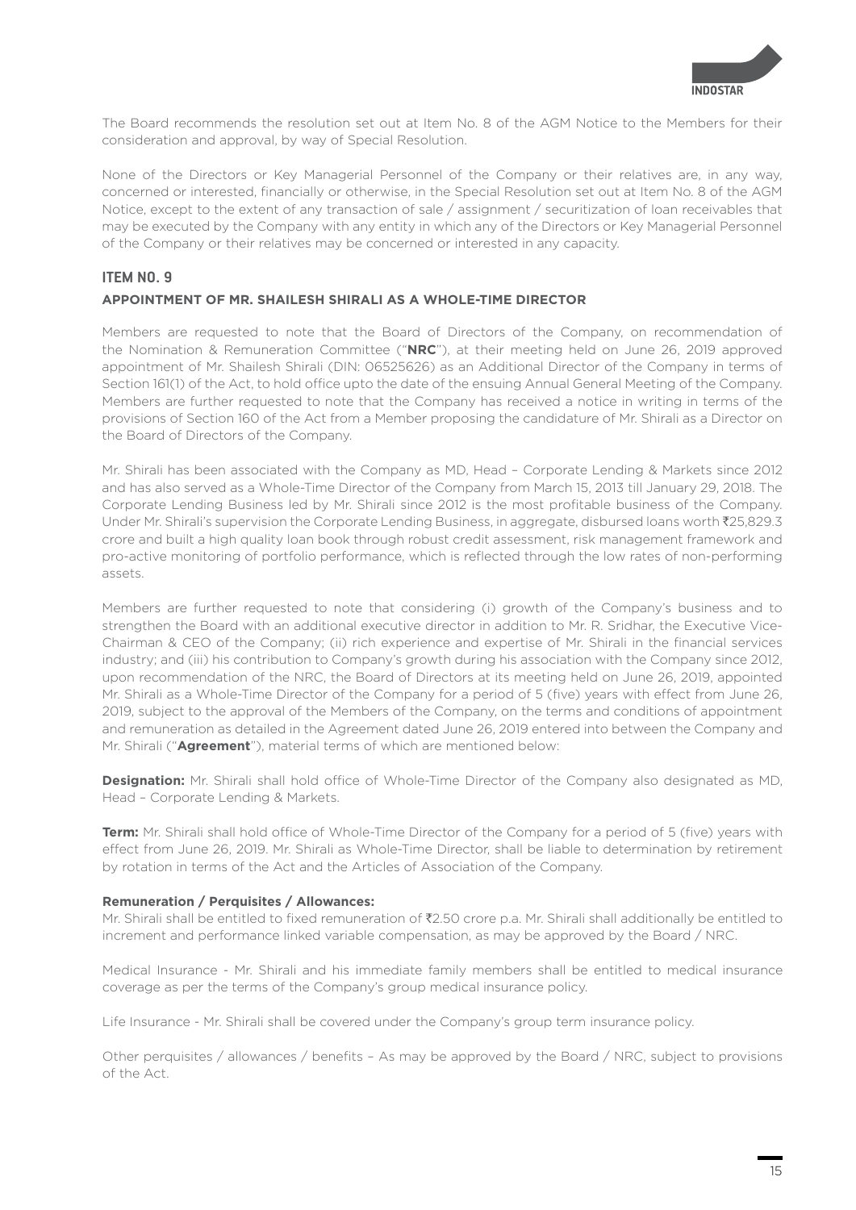The Board recommends the resolution set out at Item No. 8 of the AGM Notice to the Members for their consideration and approval, by way of Special Resolution.

None of the Directors or Key Managerial Personnel of the Company or their relatives are, in any way, concerned or interested, financially or otherwise, in the Special Resolution set out at Item No. 8 of the AGM Notice, except to the extent of any transaction of sale / assignment / securitization of loan receivables that may be executed by the Company with any entity in which any of the Directors or Key Managerial Personnel of the Company or their relatives may be concerned or interested in any capacity.

## ITEM NO. 9

### APPOINTMENT OF MR. SHAILESH SHIRALI AS A WHOLE-TIME DIRECTOR

Members are requested to note that the Board of Directors of the Company, on recommendation of the Nomination & Remuneration Committee ("**NRC**"), at their meeting held on June 26, 2019 approved appointment of Mr. Shailesh Shirali (DIN: 06525626) as an Additional Director of the Company in terms of Section 161(1) of the Act, to hold office upto the date of the ensuing Annual General Meeting of the Company. Members are further requested to note that the Company has received a notice in writing in terms of the provisions of Section 160 of the Act from a Member proposing the candidature of Mr. Shirali as a Director on the Board of Directors of the Company.

Mr. Shirali has been associated with the Company as MD, Head – Corporate Lending & Markets since 2012 and has also served as a Whole-Time Director of the Company from March 15, 2013 till January 29, 2018. The Corporate Lending Business led by Mr. Shirali since 2012 is the most profitable business of the Company. Under Mr. Shirali's supervision the Corporate Lending Business, in aggregate, disbursed loans worth ₹25,829.3 crore and built a high quality loan book through robust credit assessment, risk management framework and pro-active monitoring of portfolio performance, which is reflected through the low rates of non-performing assets.

Members are further requested to note that considering (i) growth of the Company's business and to strengthen the Board with an additional executive director in addition to Mr. R. Sridhar, the Executive Vice-Chairman & CEO of the Company; (ii) rich experience and expertise of Mr. Shirali in the financial services industry; and (iii) his contribution to Company's growth during his association with the Company since 2012, upon recommendation of the NRC, the Board of Directors at its meeting held on June 26, 2019, appointed Mr. Shirali as a Whole-Time Director of the Company for a period of 5 (five) years with effect from June 26, 2019, subject to the approval of the Members of the Company, on the terms and conditions of appointment and remuneration as detailed in the Agreement dated June 26, 2019 entered into between the Company and Mr. Shirali ("**Agreement**"), material terms of which are mentioned below:

**Designation:** Mr. Shirali shall hold office of Whole-Time Director of the Company also designated as MD, Head – Corporate Lending & Markets.

**Term:** Mr. Shirali shall hold office of Whole-Time Director of the Company for a period of 5 (five) years with effect from June 26, 2019. Mr. Shirali as Whole-Time Director, shall be liable to determination by retirement by rotation in terms of the Act and the Articles of Association of the Company.

**Remuneration / Perquisites / Allowances:**
Mr. Shirali shall be entitled to fixed remuneration of ₹2.50 crore p.a. Mr. Shirali shall additionally be entitled to increment and performance linked variable compensation, as may be approved by the Board / NRC.

Medical Insurance - Mr. Shirali and his immediate family members shall be entitled to medical insurance coverage as per the terms of the Company's group medical insurance policy.

Life Insurance - Mr. Shirali shall be covered under the Company's group term insurance policy.

Other perquisites / allowances / benefits – As may be approved by the Board / NRC, subject to provisions of the Act.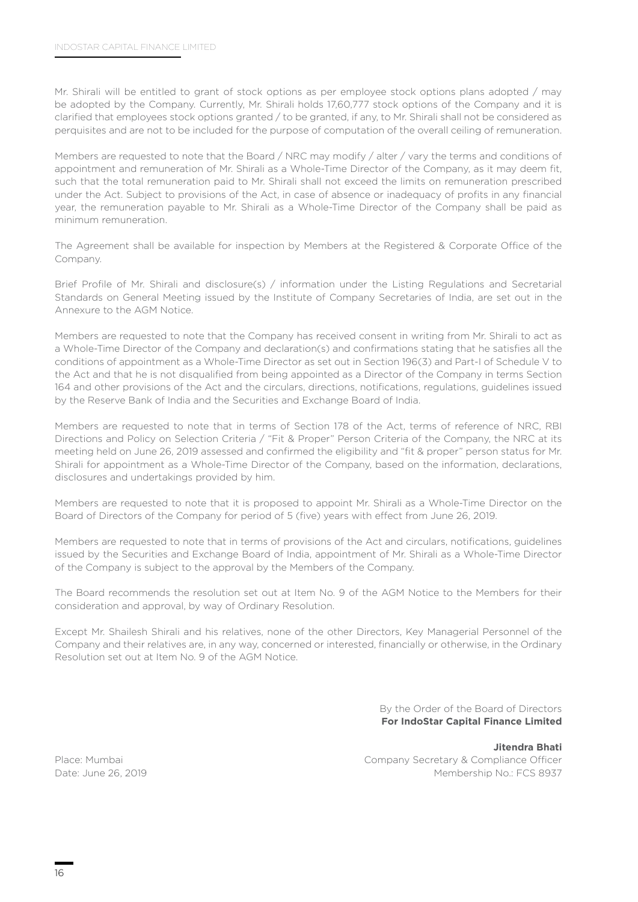Mr. Shirali will be entitled to grant of stock options as per employee stock options plans adopted / may be adopted by the Company. Currently, Mr. Shirali holds 17,60,777 stock options of the Company and it is clarified that employees stock options granted / to be granted, if any, to Mr. Shirali shall not be considered as perquisites and are not to be included for the purpose of computation of the overall ceiling of remuneration.

Members are requested to note that the Board / NRC may modify / alter / vary the terms and conditions of appointment and remuneration of Mr. Shirali as a Whole-Time Director of the Company, as it may deem fit, such that the total remuneration paid to Mr. Shirali shall not exceed the limits on remuneration prescribed under the Act. Subject to provisions of the Act, in case of absence or inadequacy of profits in any financial year, the remuneration payable to Mr. Shirali as a Whole-Time Director of the Company shall be paid as minimum remuneration.

The Agreement shall be available for inspection by Members at the Registered & Corporate Office of the Company.

Brief Profile of Mr. Shirali and disclosure(s) / information under the Listing Regulations and Secretarial Standards on General Meeting issued by the Institute of Company Secretaries of India, are set out in the Annexure to the AGM Notice.

Members are requested to note that the Company has received consent in writing from Mr. Shirali to act as a Whole-Time Director of the Company and declaration(s) and confirmations stating that he satisfies all the conditions of appointment as a Whole-Time Director as set out in Section 196(3) and Part-I of Schedule V to the Act and that he is not disqualified from being appointed as a Director of the Company in terms Section 164 and other provisions of the Act and the circulars, directions, notifications, regulations, guidelines issued by the Reserve Bank of India and the Securities and Exchange Board of India.

Members are requested to note that in terms of Section 178 of the Act, terms of reference of NRC, RBI Directions and Policy on Selection Criteria / "Fit & Proper" Person Criteria of the Company, the NRC at its meeting held on June 26, 2019 assessed and confirmed the eligibility and "fit & proper" person status for Mr. Shirali for appointment as a Whole-Time Director of the Company, based on the information, declarations, disclosures and undertakings provided by him.

Members are requested to note that it is proposed to appoint Mr. Shirali as a Whole-Time Director on the Board of Directors of the Company for period of 5 (five) years with effect from June 26, 2019.

Members are requested to note that in terms of provisions of the Act and circulars, notifications, guidelines issued by the Securities and Exchange Board of India, appointment of Mr. Shirali as a Whole-Time Director of the Company is subject to the approval by the Members of the Company.

The Board recommends the resolution set out at Item No. 9 of the AGM Notice to the Members for their consideration and approval, by way of Ordinary Resolution.

Except Mr. Shailesh Shirali and his relatives, none of the other Directors, Key Managerial Personnel of the Company and their relatives are, in any way, concerned or interested, financially or otherwise, in the Ordinary Resolution set out at Item No. 9 of the AGM Notice.

By the Order of the Board of Directors
**For IndoStar Capital Finance Limited**

**Jitendra Bhati**
Company Secretary & Compliance Officer
Membership No.: FCS 8937

Place: Mumbai
Date: June 26, 2019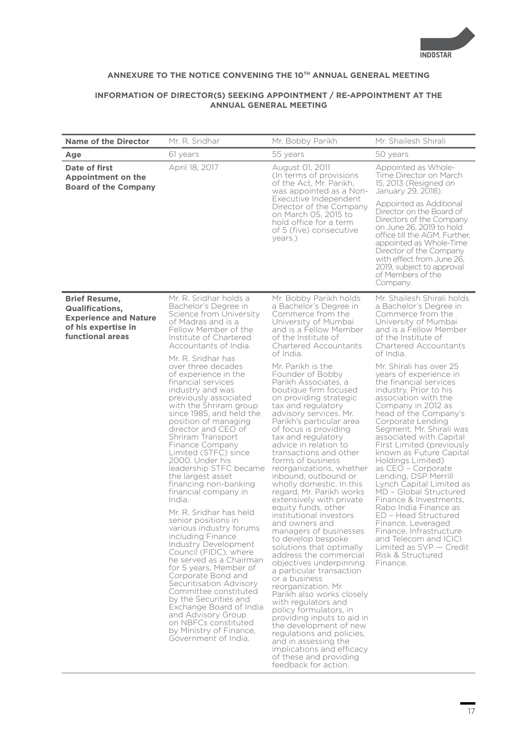## ANNEXURE TO THE NOTICE CONVENING THE 10TH ANNUAL GENERAL MEETING

### INFORMATION OF DIRECTOR(S) SEEKING APPOINTMENT / RE-APPOINTMENT AT THE ANNUAL GENERAL MEETING

| **Name of the Director** | Mr. R. Sridhar | Mr. Bobby Parikh | Mr. Shailesh Shirali |
|---|---|---|---|
| **Age** | 61 years | 55 years | 50 years |
| **Date of first Appointment on the Board of the Company** | April 18, 2017 | August 01, 2011 (In terms of provisions of the Act, Mr. Parikh, was appointed as a Non-Executive Independent Director of the Company on March 05, 2015 to hold office for a term of 5 (five) consecutive years.) | Appointed as Whole-Time Director on March 15, 2013 (Resigned on January 29, 2018).<br><br>Appointed as Additional Director on the Board of Directors of the Company on June 26, 2019 to hold office till the AGM. Further, appointed as Whole-Time Director of the Company with effect from June 26, 2019, subject to approval of Members of the Company. |
| **Brief Resume, Qualifications, Experience and Nature of his expertise in functional areas** | Mr. R. Sridhar holds a Bachelor's Degree in Science from University of Madras and is a Fellow Member of the Institute of Chartered Accountants of India.<br><br>Mr. R. Sridhar has over three decades of experience in the financial services industry and was previously associated with the Shriram group since 1985, and held the position of managing director and CEO of Shriram Transport Finance Company Limited (STFC) since 2000. Under his leadership STFC became the largest asset financing non-banking financial company in India.<br><br>Mr. R. Sridhar has held senior positions in various industry forums including Finance Industry Development Council (FIDC), where he served as a Chairman for 5 years, Member of Corporate Bond and Securitisation Advisory Committee constituted by the Securities and Exchange Board of India and Advisory Group on NBFCs constituted by Ministry of Finance, Government of India. | Mr. Bobby Parikh holds a Bachelor's Degree in Commerce from the University of Mumbai and is a Fellow Member of the Institute of Chartered Accountants of India.<br><br>Mr. Parikh is the Founder of Bobby Parikh Associates, a boutique firm focused on providing strategic tax and regulatory advisory services. Mr. Parikh's particular area of focus is providing tax and regulatory advice in relation to transactions and other forms of business reorganizations, whether inbound, outbound or wholly domestic. In this regard, Mr. Parikh works extensively with private equity funds, other institutional investors and owners and managers of businesses to develop bespoke solutions that optimally address the commercial objectives underpinning a particular transaction or a business reorganization. Mr. Parikh also works closely with regulators and policy formulators, in providing inputs to aid in the development of new regulations and policies, and in assessing the implications and efficacy of these and providing feedback for action. | Mr. Shailesh Shirali holds a Bachelor's Degree in Commerce from the University of Mumbai and is a Fellow Member of the Institute of Chartered Accountants of India.<br><br>Mr. Shirali has over 25 years of experience in the financial services industry. Prior to his association with the Company in 2012 as head of the Company's Corporate Lending Segment, Mr. Shirali was associated with Capital First Limited (previously known as Future Capital Holdings Limited) as CEO – Corporate Lending, DSP Merrill Lynch Capital Limited as MD – Global Structured Finance & Investments, Rabo India Finance as ED – Head Structured Finance, Leveraged Finance, Infrastructure and Telecom and ICICI Limited as SVP — Credit Risk & Structured Finance. |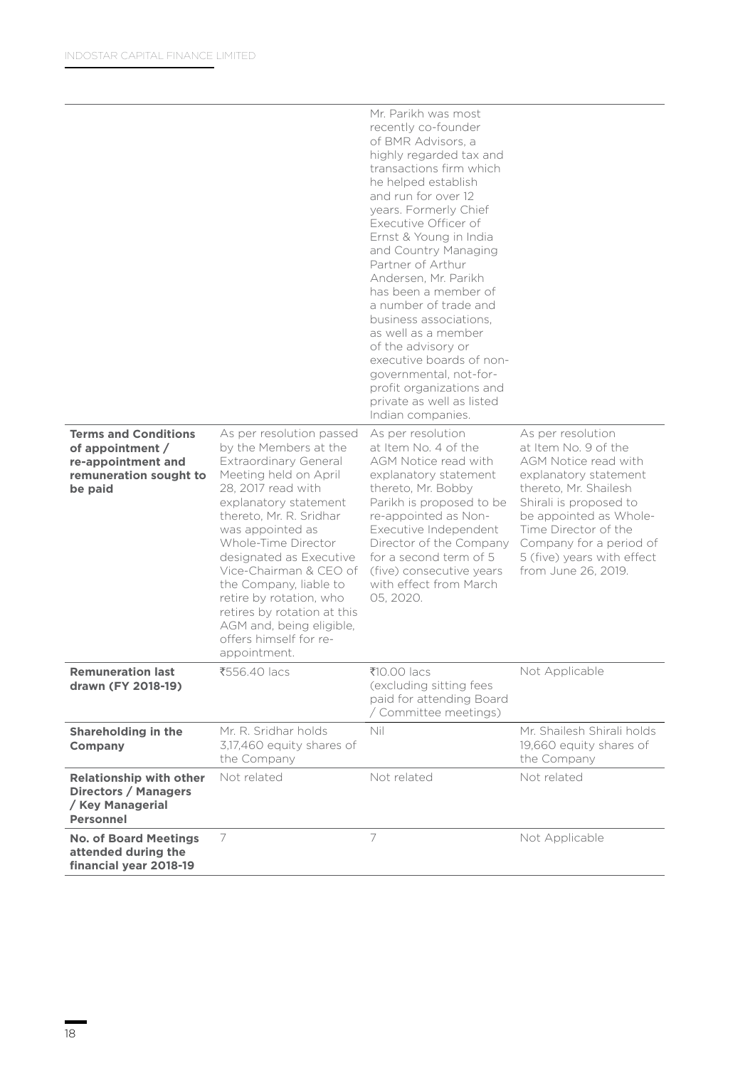| | | | |
|---|---|---|---|
| | | Mr. Parikh was most recently co-founder of BMR Advisors, a highly regarded tax and transactions firm which he helped establish and run for over 12 years. Formerly Chief Executive Officer of Ernst & Young in India and Country Managing Partner of Arthur Andersen, Mr. Parikh has been a member of a number of trade and business associations, as well as a member of the advisory or executive boards of non-governmental, not-for-profit organizations and private as well as listed Indian companies. | |
| **Terms and Conditions of appointment / re-appointment and remuneration sought to be paid** | As per resolution passed by the Members at the Extraordinary General Meeting held on April 28, 2017 read with explanatory statement thereto, Mr. R. Sridhar was appointed as Whole-Time Director designated as Executive Vice-Chairman & CEO of the Company, liable to retire by rotation, who retires by rotation at this AGM and, being eligible, offers himself for re-appointment. | As per resolution at Item No. 4 of the AGM Notice read with explanatory statement thereto, Mr. Bobby Parikh is proposed to be re-appointed as Non-Executive Independent Director of the Company for a second term of 5 (five) consecutive years with effect from March 05, 2020. | As per resolution at Item No. 9 of the AGM Notice read with explanatory statement thereto, Mr. Shailesh Shirali is proposed to be appointed as Whole-Time Director of the Company for a period of 5 (five) years with effect from June 26, 2019. |
| **Remuneration last drawn (FY 2018-19)** | ₹556.40 lacs | ₹10.00 lacs (excluding sitting fees paid for attending Board / Committee meetings) | Not Applicable |
| **Shareholding in the Company** | Mr. R. Sridhar holds 3,17,460 equity shares of the Company | Nil | Mr. Shailesh Shirali holds 19,660 equity shares of the Company |
| **Relationship with other Directors / Managers / Key Managerial Personnel** | Not related | Not related | Not related |
| **No. of Board Meetings attended during the financial year 2018-19** | 7 | 7 | Not Applicable |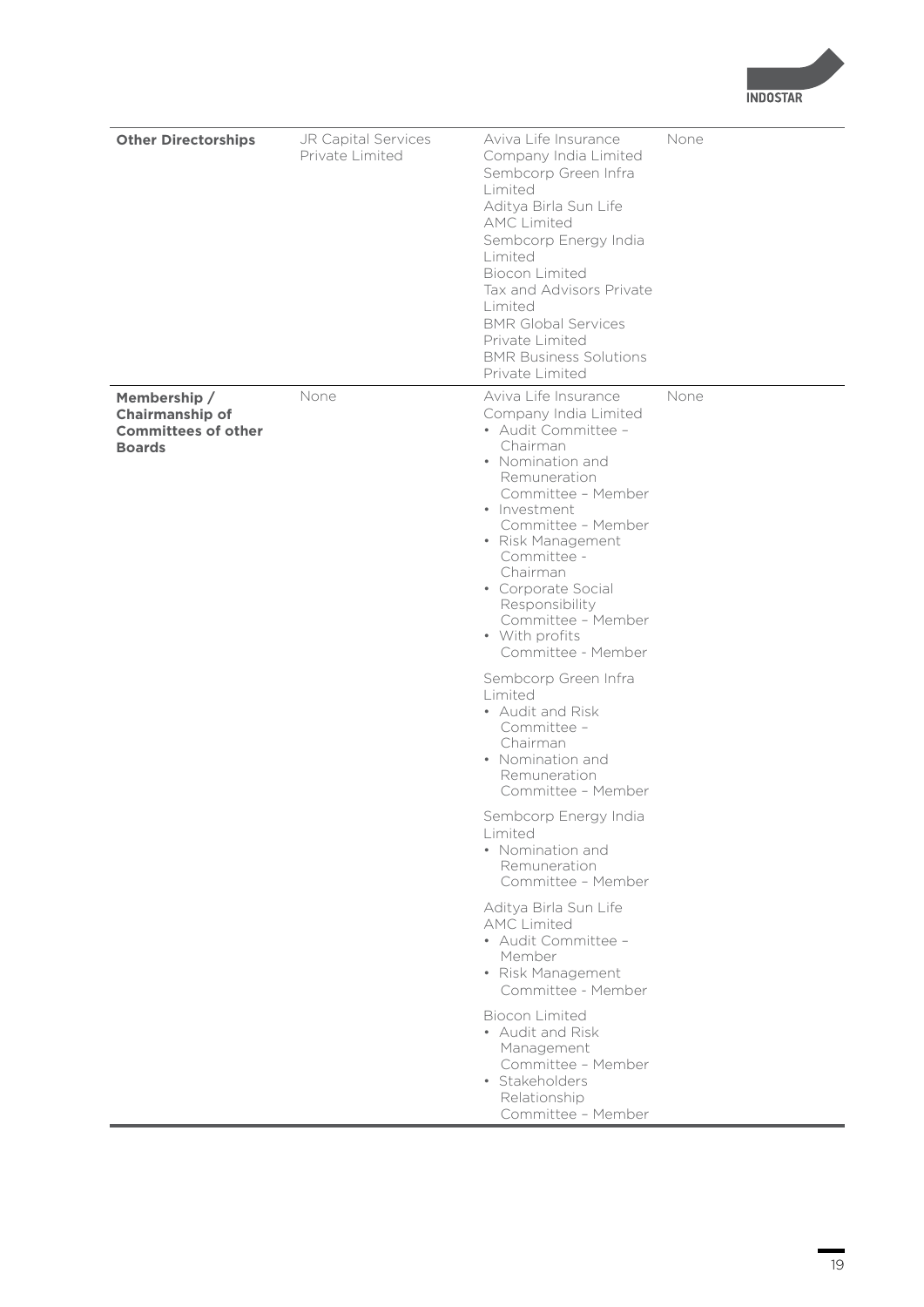| **Other Directorships** | JR Capital Services Private Limited | Aviva Life Insurance Company India Limited<br>Sembcorp Green Infra Limited<br>Aditya Birla Sun Life AMC Limited<br>Sembcorp Energy India Limited<br>Biocon Limited<br>Tax and Advisors Private Limited<br>BMR Global Services Private Limited<br>BMR Business Solutions Private Limited | None |
|---|---|---|---|
| **Membership / Chairmanship of Committees of other Boards** | None | Aviva Life Insurance Company India Limited<br>• Audit Committee – Chairman<br>• Nomination and Remuneration Committee – Member<br>• Investment Committee – Member<br>• Risk Management Committee - Chairman<br>• Corporate Social Responsibility Committee – Member<br>• With profits Committee - Member<br><br>Sembcorp Green Infra Limited<br>• Audit and Risk Committee – Chairman<br>• Nomination and Remuneration Committee – Member<br><br>Sembcorp Energy India Limited<br>• Nomination and Remuneration Committee – Member<br><br>Aditya Birla Sun Life AMC Limited<br>• Audit Committee – Member<br>• Risk Management Committee - Member<br><br>Biocon Limited<br>• Audit and Risk Management Committee – Member<br>• Stakeholders Relationship Committee – Member | None |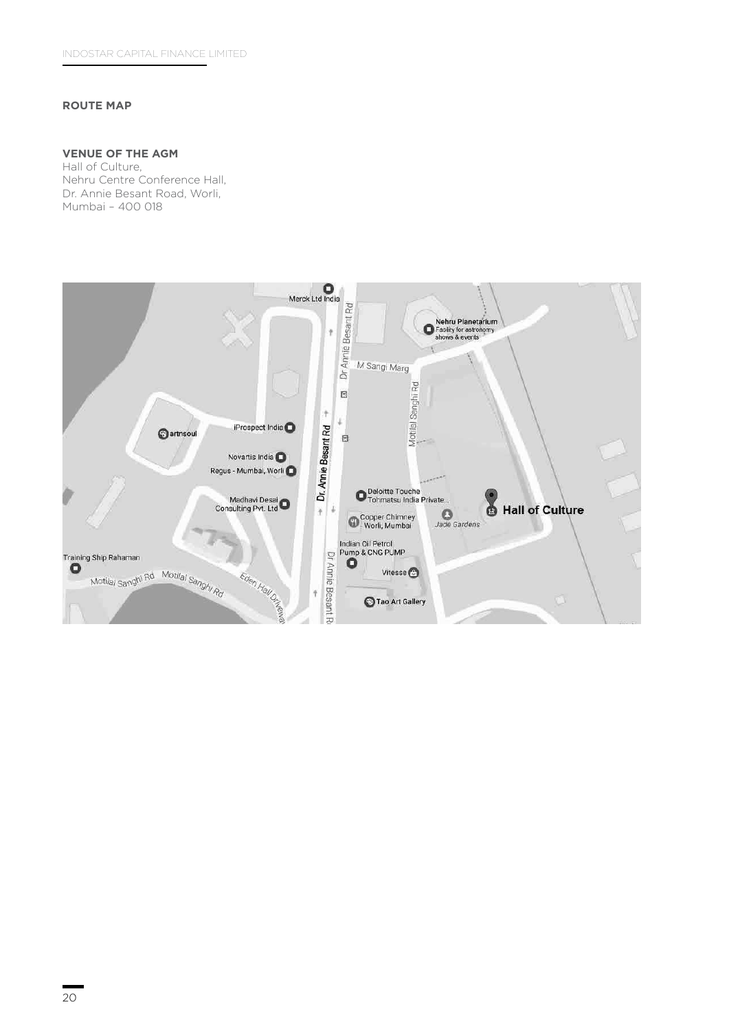**ROUTE MAP**

**VENUE OF THE AGM**
Hall of Culture,
Nehru Centre Conference Hall,
Dr. Annie Besant Road, Worli,
Mumbai – 400 018

Merck Ltd India
Nehru Planetarium
Facility for astronomy shows & events
Dr Annie Besant Rd
M Sangi Marg
Motilal Sanghi Rd
artnsoul
iProspect India
Novartis India
Regus - Mumbai, Worli
Dr. Annie Besant Rd
Deloitte Touche Tohmatsu India Private...
Hall of Culture
Madhavi Desai Consulting Pvt. Ltd
Copper Chimney - Worli, Mumbai
Jade Gardens
Indian Oil Petrol Pump & CNG PUMP
Training Ship Rahaman
Vitesse
Motilal Sanghi Rd
Motilal Sanghi Rd
Eden Hall Driveway
Dr Annie Besant Rd
Tao Art Gallery